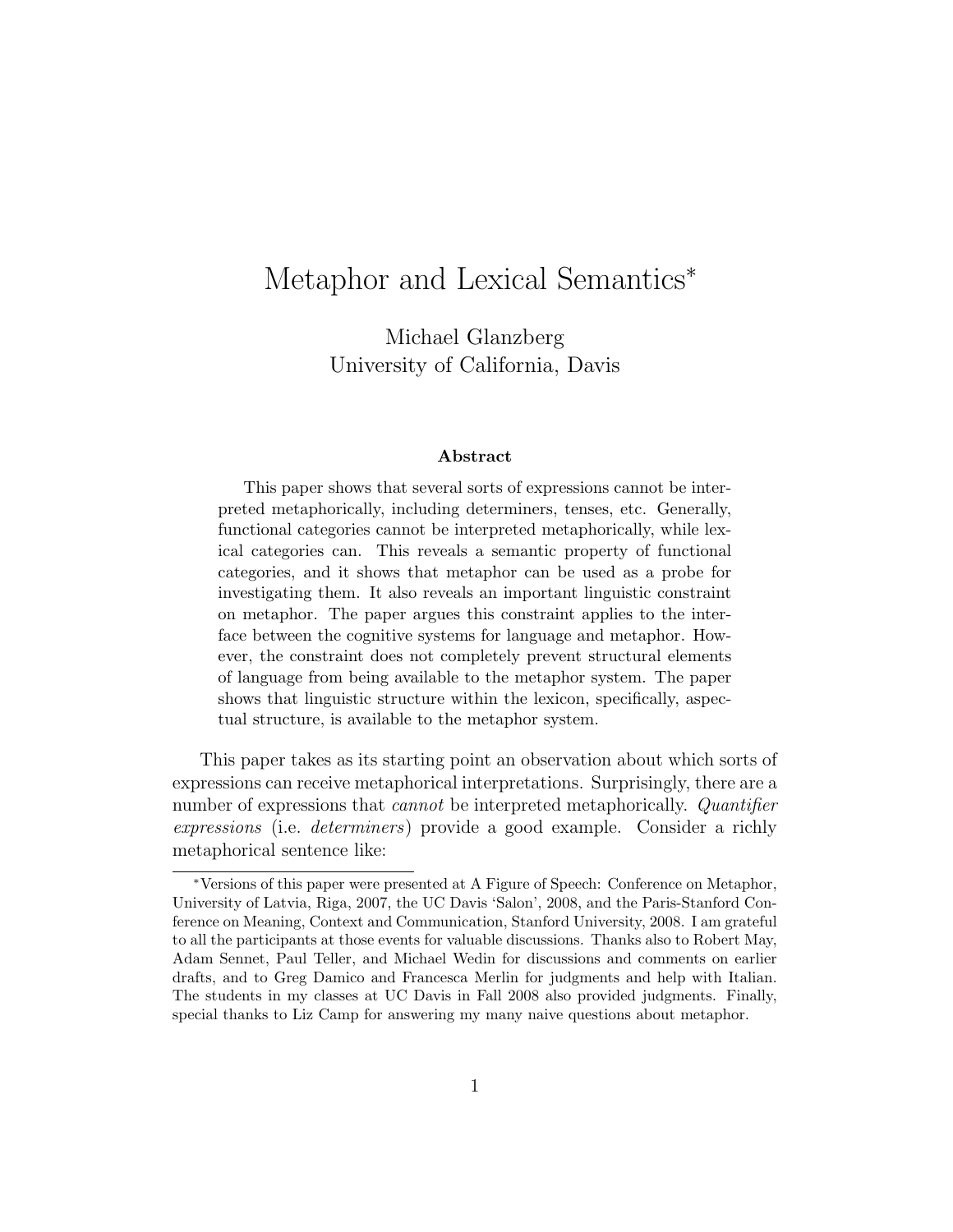# Metaphor and Lexical Semantics*

Michael Glanzberg
University of California, Davis

### Abstract

This paper shows that several sorts of expressions cannot be interpreted metaphorically, including determiners, tenses, etc. Generally, functional categories cannot be interpreted metaphorically, while lexical categories can. This reveals a semantic property of functional categories, and it shows that metaphor can be used as a probe for investigating them. It also reveals an important linguistic constraint on metaphor. The paper argues this constraint applies to the interface between the cognitive systems for language and metaphor. However, the constraint does not completely prevent structural elements of language from being available to the metaphor system. The paper shows that linguistic structure within the lexicon, specifically, aspectual structure, is available to the metaphor system.

This paper takes as its starting point an observation about which sorts of expressions can receive metaphorical interpretations. Surprisingly, there are a number of expressions that *cannot* be interpreted metaphorically. *Quantifier expressions* (i.e. *determiners*) provide a good example. Consider a richly metaphorical sentence like:

---

*Versions of this paper were presented at A Figure of Speech: Conference on Metaphor, University of Latvia, Riga, 2007, the UC Davis 'Salon', 2008, and the Paris-Stanford Conference on Meaning, Context and Communication, Stanford University, 2008. I am grateful to all the participants at those events for valuable discussions. Thanks also to Robert May, Adam Sennet, Paul Teller, and Michael Wedin for discussions and comments on earlier drafts, and to Greg Damico and Francesca Merlin for judgments and help with Italian. The students in my classes at UC Davis in Fall 2008 also provided judgments. Finally, special thanks to Liz Camp for answering my many naive questions about metaphor.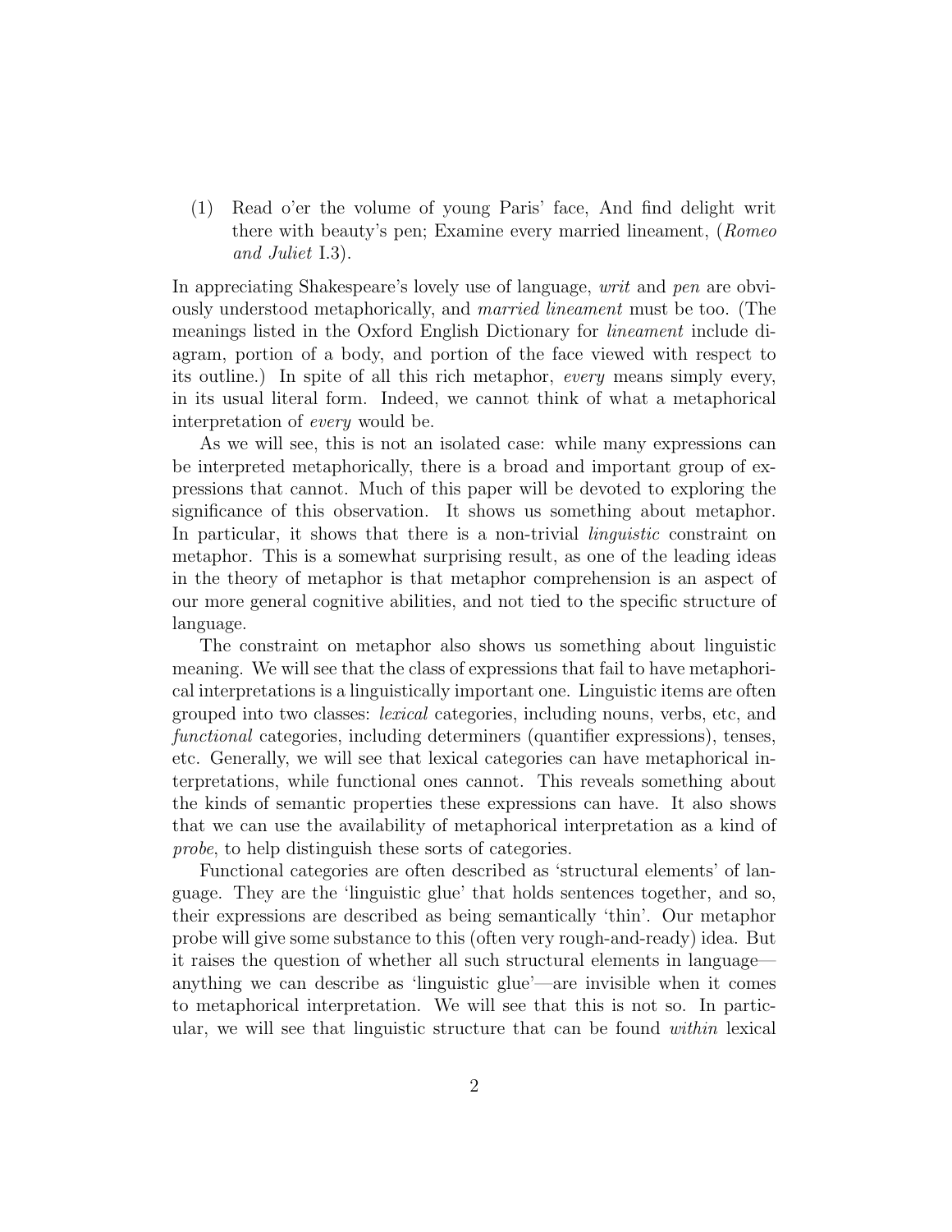(1) Read o'er the volume of young Paris' face, And find delight writ there with beauty's pen; Examine every married lineament, (*Romeo and Juliet* I.3).

In appreciating Shakespeare's lovely use of language, *writ* and *pen* are obviously understood metaphorically, and *married lineament* must be too. (The meanings listed in the Oxford English Dictionary for *lineament* include diagram, portion of a body, and portion of the face viewed with respect to its outline.) In spite of all this rich metaphor, *every* means simply every, in its usual literal form. Indeed, we cannot think of what a metaphorical interpretation of *every* would be.

As we will see, this is not an isolated case: while many expressions can be interpreted metaphorically, there is a broad and important group of expressions that cannot. Much of this paper will be devoted to exploring the significance of this observation. It shows us something about metaphor. In particular, it shows that there is a non-trivial *linguistic* constraint on metaphor. This is a somewhat surprising result, as one of the leading ideas in the theory of metaphor is that metaphor comprehension is an aspect of our more general cognitive abilities, and not tied to the specific structure of language.

The constraint on metaphor also shows us something about linguistic meaning. We will see that the class of expressions that fail to have metaphorical interpretations is a linguistically important one. Linguistic items are often grouped into two classes: *lexical* categories, including nouns, verbs, etc, and *functional* categories, including determiners (quantifier expressions), tenses, etc. Generally, we will see that lexical categories can have metaphorical interpretations, while functional ones cannot. This reveals something about the kinds of semantic properties these expressions can have. It also shows that we can use the availability of metaphorical interpretation as a kind of *probe*, to help distinguish these sorts of categories.

Functional categories are often described as 'structural elements' of language. They are the 'linguistic glue' that holds sentences together, and so, their expressions are described as being semantically 'thin'. Our metaphor probe will give some substance to this (often very rough-and-ready) idea. But it raises the question of whether all such structural elements in language—anything we can describe as 'linguistic glue'—are invisible when it comes to metaphorical interpretation. We will see that this is not so. In particular, we will see that linguistic structure that can be found *within* lexical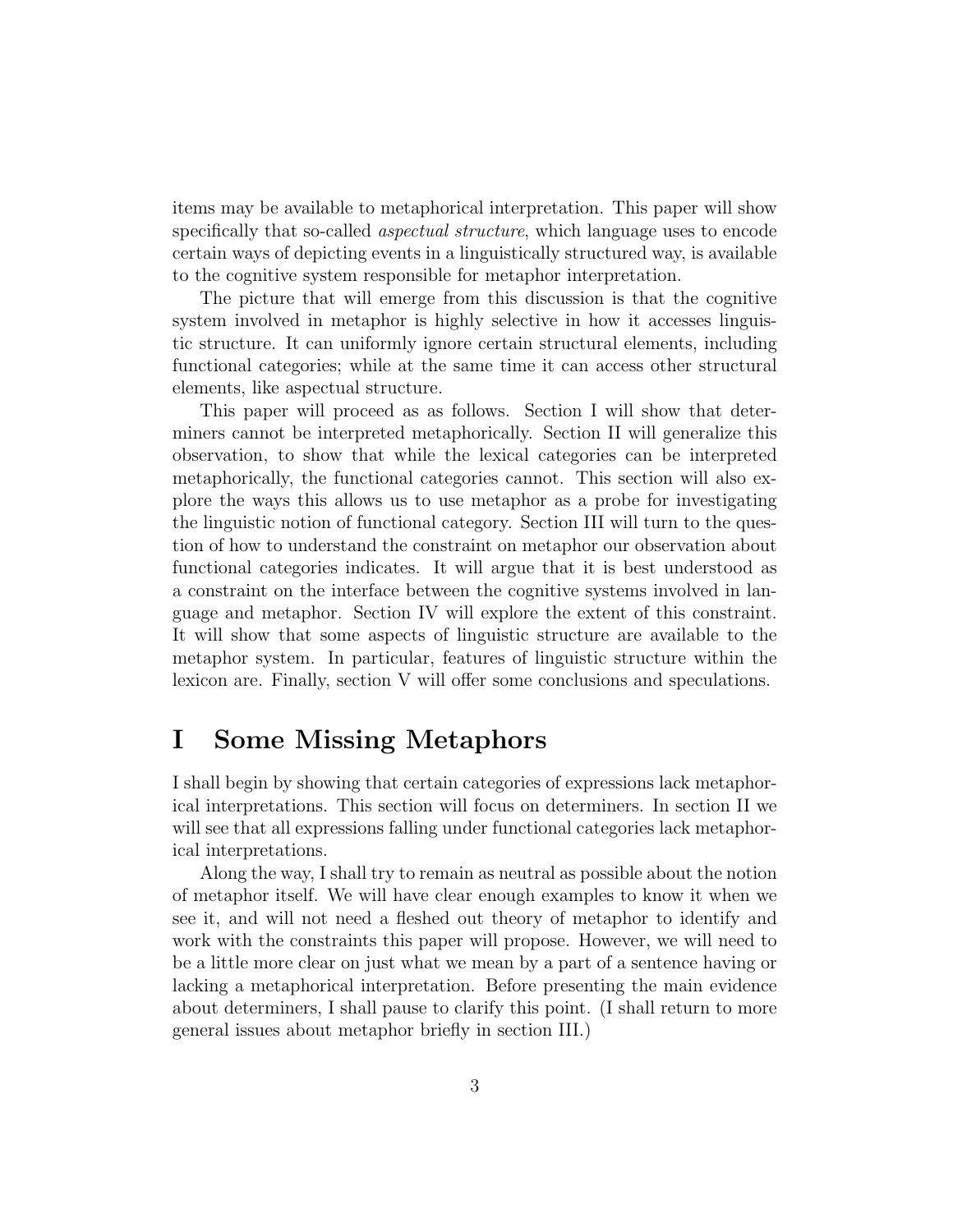items may be available to metaphorical interpretation. This paper will show specifically that so-called *aspectual structure*, which language uses to encode certain ways of depicting events in a linguistically structured way, is available to the cognitive system responsible for metaphor interpretation.

The picture that will emerge from this discussion is that the cognitive system involved in metaphor is highly selective in how it accesses linguistic structure. It can uniformly ignore certain structural elements, including functional categories; while at the same time it can access other structural elements, like aspectual structure.

This paper will proceed as as follows. Section I will show that determiners cannot be interpreted metaphorically. Section II will generalize this observation, to show that while the lexical categories can be interpreted metaphorically, the functional categories cannot. This section will also explore the ways this allows us to use metaphor as a probe for investigating the linguistic notion of functional category. Section III will turn to the question of how to understand the constraint on metaphor our observation about functional categories indicates. It will argue that it is best understood as a constraint on the interface between the cognitive systems involved in language and metaphor. Section IV will explore the extent of this constraint. It will show that some aspects of linguistic structure are available to the metaphor system. In particular, features of linguistic structure within the lexicon are. Finally, section V will offer some conclusions and speculations.

# I Some Missing Metaphors

I shall begin by showing that certain categories of expressions lack metaphorical interpretations. This section will focus on determiners. In section II we will see that all expressions falling under functional categories lack metaphorical interpretations.

Along the way, I shall try to remain as neutral as possible about the notion of metaphor itself. We will have clear enough examples to know it when we see it, and will not need a fleshed out theory of metaphor to identify and work with the constraints this paper will propose. However, we will need to be a little more clear on just what we mean by a part of a sentence having or lacking a metaphorical interpretation. Before presenting the main evidence about determiners, I shall pause to clarify this point. (I shall return to more general issues about metaphor briefly in section III.)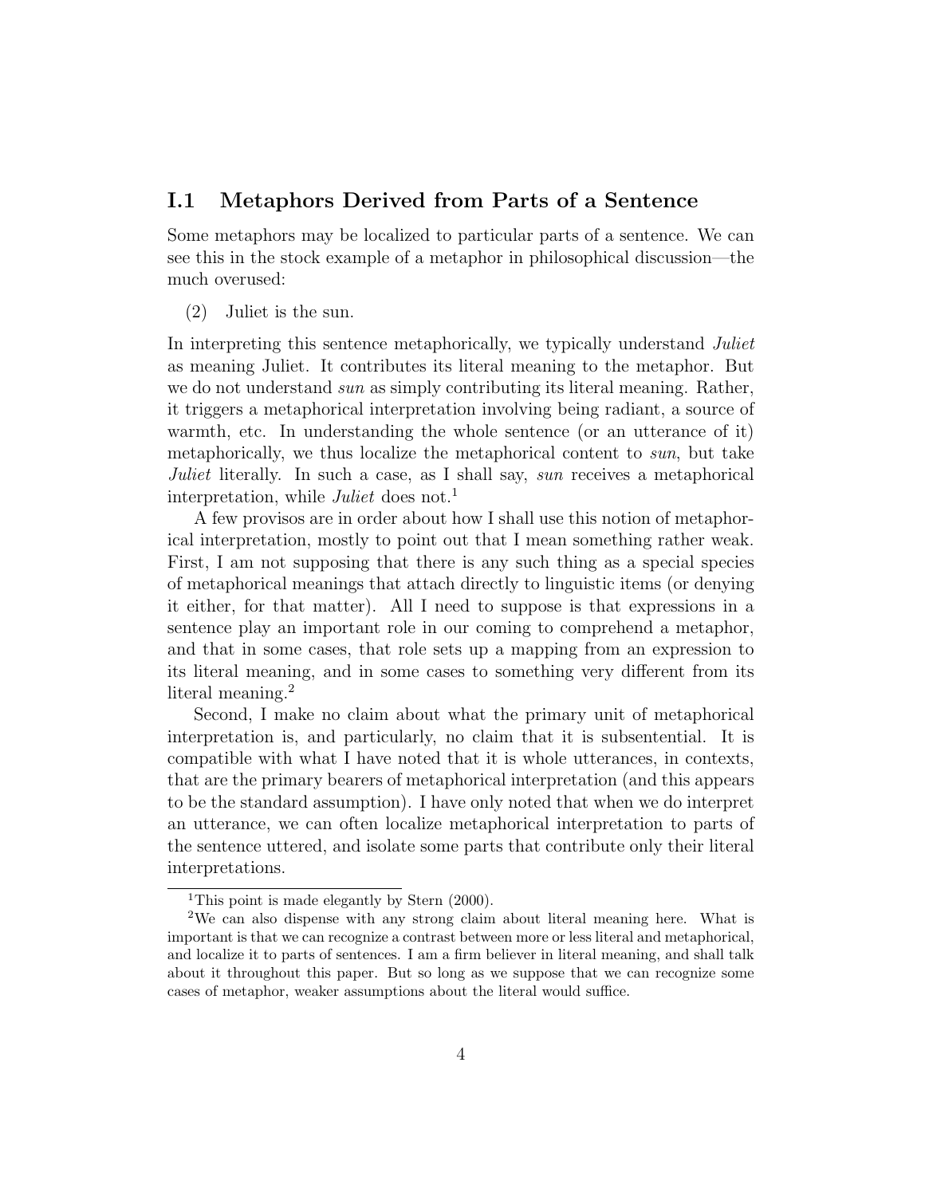## I.1 Metaphors Derived from Parts of a Sentence

Some metaphors may be localized to particular parts of a sentence. We can see this in the stock example of a metaphor in philosophical discussion—the much overused:

(2) Juliet is the sun.

In interpreting this sentence metaphorically, we typically understand *Juliet* as meaning Juliet. It contributes its literal meaning to the metaphor. But we do not understand *sun* as simply contributing its literal meaning. Rather, it triggers a metaphorical interpretation involving being radiant, a source of warmth, etc. In understanding the whole sentence (or an utterance of it) metaphorically, we thus localize the metaphorical content to *sun*, but take *Juliet* literally. In such a case, as I shall say, *sun* receives a metaphorical interpretation, while *Juliet* does not.[1]

A few provisos are in order about how I shall use this notion of metaphorical interpretation, mostly to point out that I mean something rather weak. First, I am not supposing that there is any such thing as a special species of metaphorical meanings that attach directly to linguistic items (or denying it either, for that matter). All I need to suppose is that expressions in a sentence play an important role in our coming to comprehend a metaphor, and that in some cases, that role sets up a mapping from an expression to its literal meaning, and in some cases to something very different from its literal meaning.[2]

Second, I make no claim about what the primary unit of metaphorical interpretation is, and particularly, no claim that it is subsentential. It is compatible with what I have noted that it is whole utterances, in contexts, that are the primary bearers of metaphorical interpretation (and this appears to be the standard assumption). I have only noted that when we do interpret an utterance, we can often localize metaphorical interpretation to parts of the sentence uttered, and isolate some parts that contribute only their literal interpretations.

---

[1] This point is made elegantly by Stern (2000).

[2] We can also dispense with any strong claim about literal meaning here. What is important is that we can recognize a contrast between more or less literal and metaphorical, and localize it to parts of sentences. I am a firm believer in literal meaning, and shall talk about it throughout this paper. But so long as we suppose that we can recognize some cases of metaphor, weaker assumptions about the literal would suffice.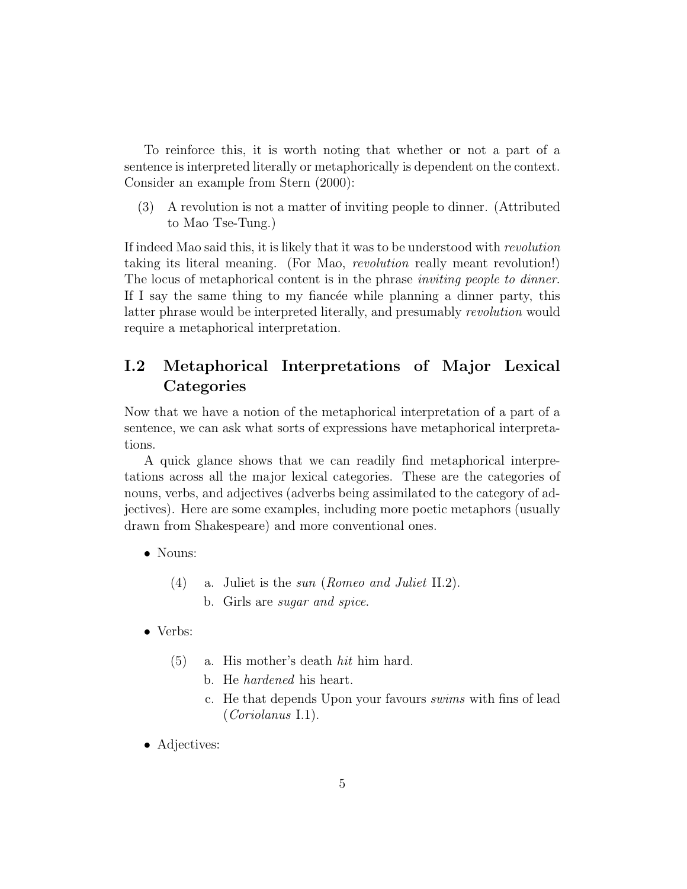To reinforce this, it is worth noting that whether or not a part of a sentence is interpreted literally or metaphorically is dependent on the context. Consider an example from Stern (2000):

(3) A revolution is not a matter of inviting people to dinner. (Attributed to Mao Tse-Tung.)

If indeed Mao said this, it is likely that it was to be understood with *revolution* taking its literal meaning. (For Mao, *revolution* really meant revolution!) The locus of metaphorical content is in the phrase *inviting people to dinner*. If I say the same thing to my fiancée while planning a dinner party, this latter phrase would be interpreted literally, and presumably *revolution* would require a metaphorical interpretation.

## I.2 Metaphorical Interpretations of Major Lexical Categories

Now that we have a notion of the metaphorical interpretation of a part of a sentence, we can ask what sorts of expressions have metaphorical interpretations.

A quick glance shows that we can readily find metaphorical interpretations across all the major lexical categories. These are the categories of nouns, verbs, and adjectives (adverbs being assimilated to the category of adjectives). Here are some examples, including more poetic metaphors (usually drawn from Shakespeare) and more conventional ones.

- Nouns:

  (4) a. Juliet is the *sun* (*Romeo and Juliet* II.2).
  b. Girls are *sugar and spice*.

- Verbs:

  (5) a. His mother's death *hit* him hard.
  b. He *hardened* his heart.
  c. He that depends Upon your favours *swims* with fins of lead (*Coriolanus* I.1).

- Adjectives: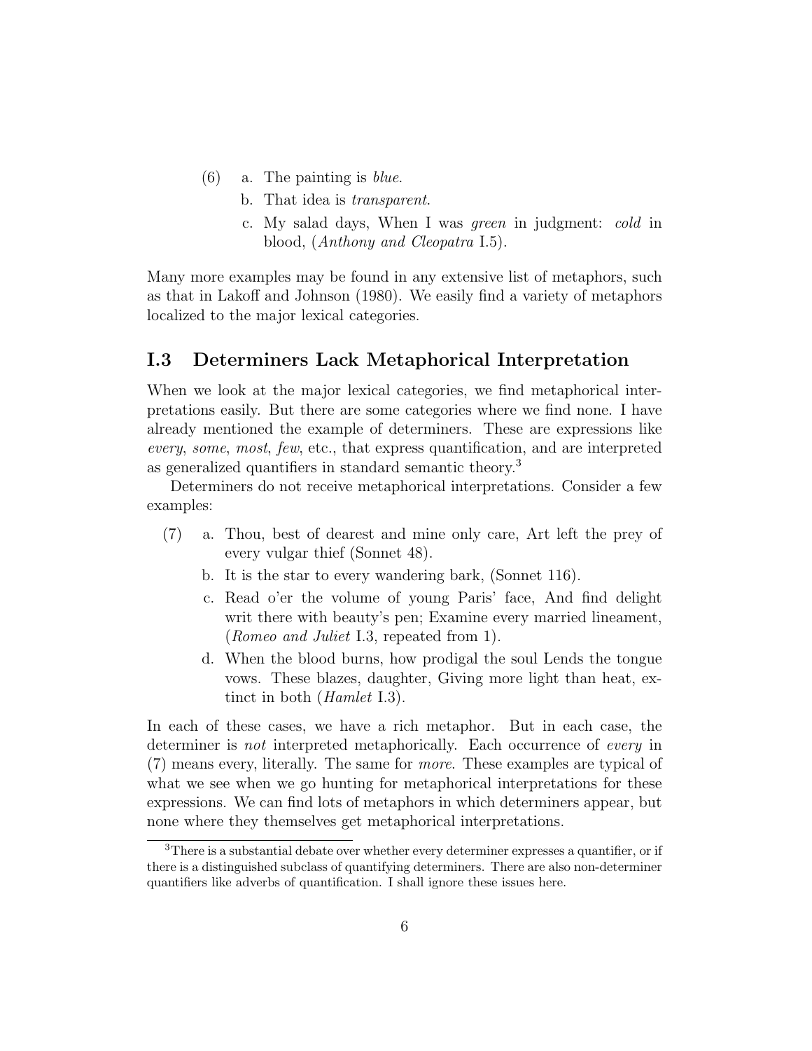(6) a. The painting is *blue*.

b. That idea is *transparent*.

c. My salad days, When I was *green* in judgment: *cold* in blood, (*Anthony and Cleopatra* I.5).

Many more examples may be found in any extensive list of metaphors, such as that in Lakoff and Johnson (1980). We easily find a variety of metaphors localized to the major lexical categories.

## I.3 Determiners Lack Metaphorical Interpretation

When we look at the major lexical categories, we find metaphorical interpretations easily. But there are some categories where we find none. I have already mentioned the example of determiners. These are expressions like *every*, *some*, *most*, *few*, etc., that express quantification, and are interpreted as generalized quantifiers in standard semantic theory.[3]

Determiners do not receive metaphorical interpretations. Consider a few examples:

(7) a. Thou, best of dearest and mine only care, Art left the prey of every vulgar thief (Sonnet 48).

b. It is the star to every wandering bark, (Sonnet 116).

c. Read o'er the volume of young Paris' face, And find delight writ there with beauty's pen; Examine every married lineament, (*Romeo and Juliet* I.3, repeated from 1).

d. When the blood burns, how prodigal the soul Lends the tongue vows. These blazes, daughter, Giving more light than heat, extinct in both (*Hamlet* I.3).

In each of these cases, we have a rich metaphor. But in each case, the determiner is *not* interpreted metaphorically. Each occurrence of *every* in (7) means every, literally. The same for *more*. These examples are typical of what we see when we go hunting for metaphorical interpretations for these expressions. We can find lots of metaphors in which determiners appear, but none where they themselves get metaphorical interpretations.

---

[3] There is a substantial debate over whether every determiner expresses a quantifier, or if there is a distinguished subclass of quantifying determiners. There are also non-determiner quantifiers like adverbs of quantification. I shall ignore these issues here.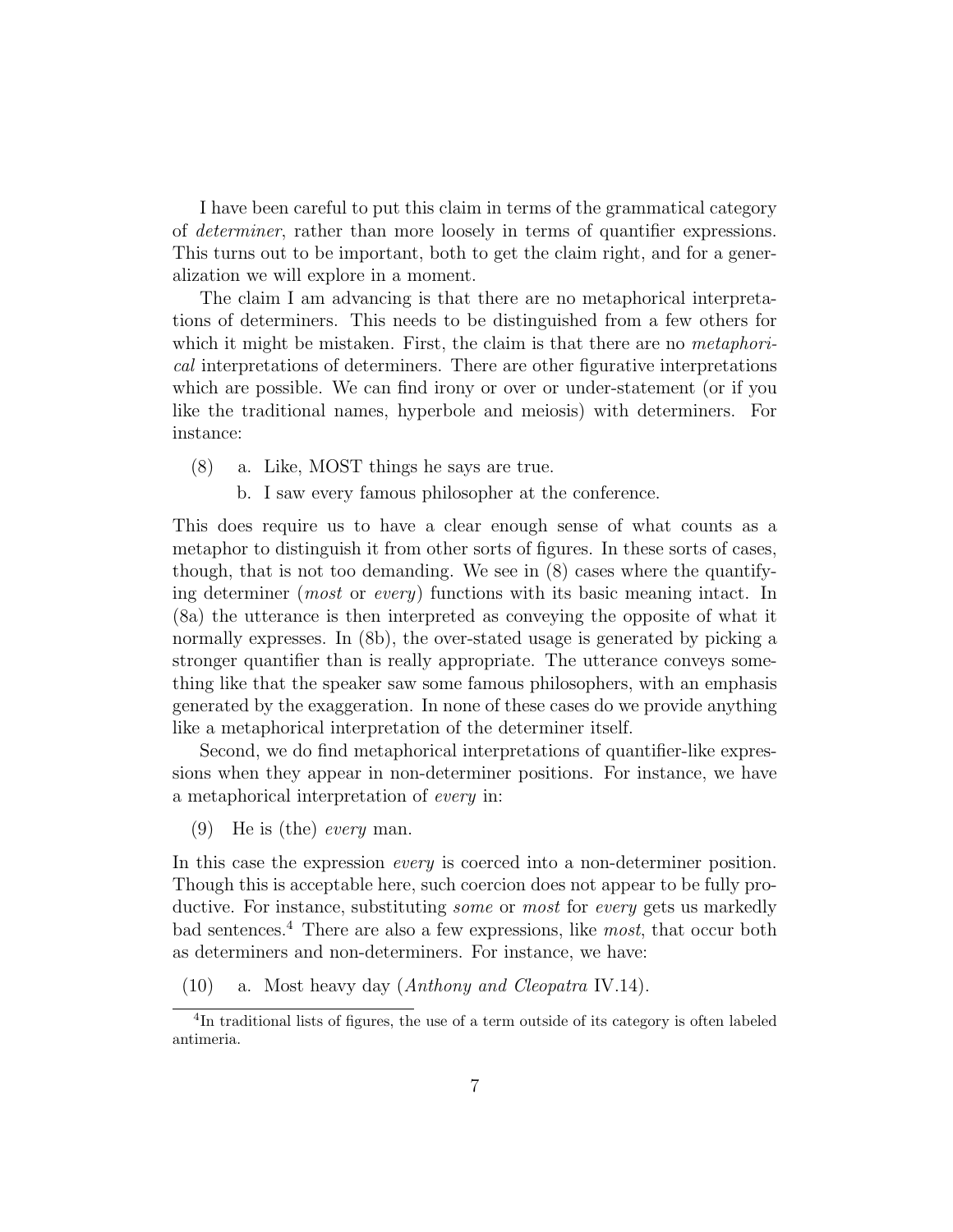I have been careful to put this claim in terms of the grammatical category of *determiner*, rather than more loosely in terms of quantifier expressions. This turns out to be important, both to get the claim right, and for a generalization we will explore in a moment.

The claim I am advancing is that there are no metaphorical interpretations of determiners. This needs to be distinguished from a few others for which it might be mistaken. First, the claim is that there are no *metaphorical* interpretations of determiners. There are other figurative interpretations which are possible. We can find irony or over or under-statement (or if you like the traditional names, hyperbole and meiosis) with determiners. For instance:

(8) a. Like, MOST things he says are true.

b. I saw every famous philosopher at the conference.

This does require us to have a clear enough sense of what counts as a metaphor to distinguish it from other sorts of figures. In these sorts of cases, though, that is not too demanding. We see in (8) cases where the quantifying determiner (*most* or *every*) functions with its basic meaning intact. In (8a) the utterance is then interpreted as conveying the opposite of what it normally expresses. In (8b), the over-stated usage is generated by picking a stronger quantifier than is really appropriate. The utterance conveys something like that the speaker saw some famous philosophers, with an emphasis generated by the exaggeration. In none of these cases do we provide anything like a metaphorical interpretation of the determiner itself.

Second, we do find metaphorical interpretations of quantifier-like expressions when they appear in non-determiner positions. For instance, we have a metaphorical interpretation of *every* in:

(9) He is (the) *every* man.

In this case the expression *every* is coerced into a non-determiner position. Though this is acceptable here, such coercion does not appear to be fully productive. For instance, substituting *some* or *most* for *every* gets us markedly bad sentences.[4] There are also a few expressions, like *most*, that occur both as determiners and non-determiners. For instance, we have:

(10) a. Most heavy day (*Anthony and Cleopatra* IV.14).

[4] In traditional lists of figures, the use of a term outside of its category is often labeled antimeria.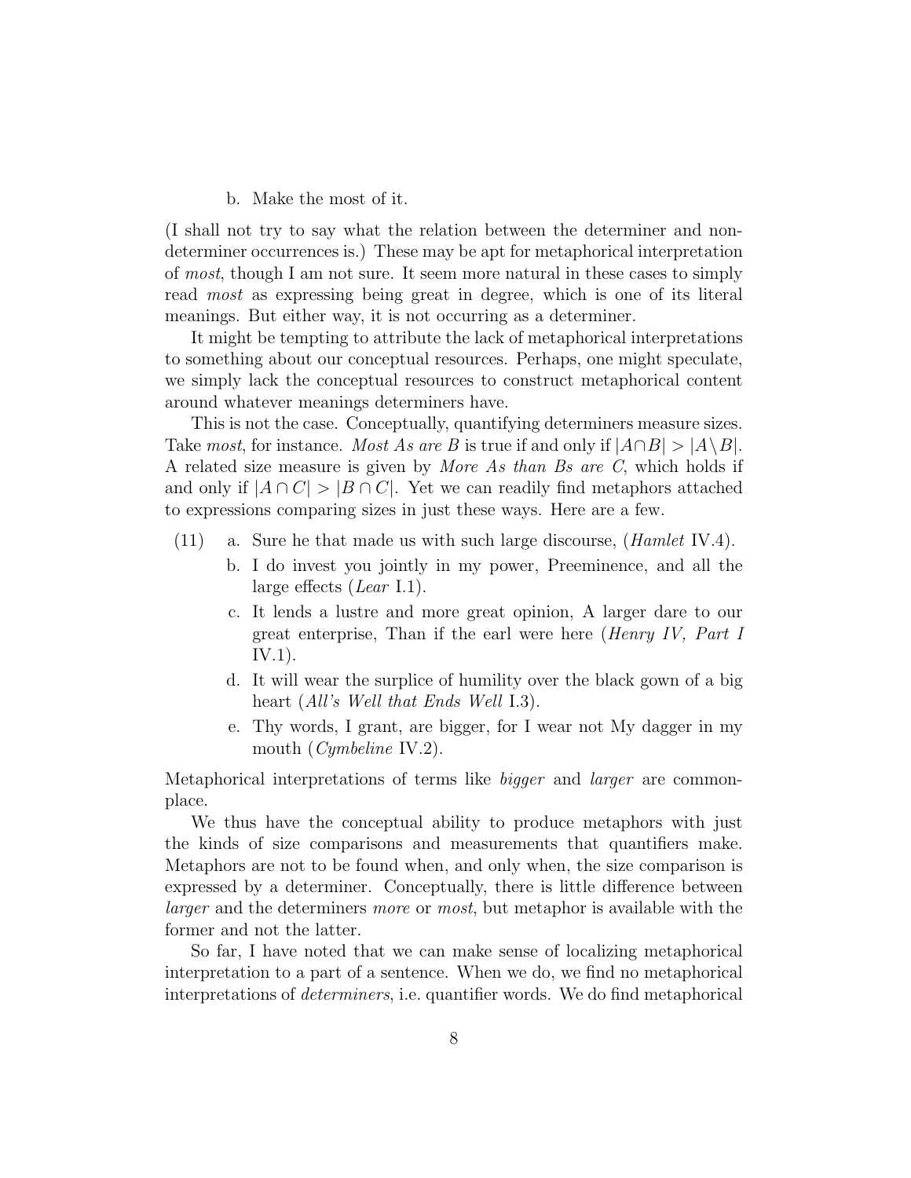b. Make the most of it.

(I shall not try to say what the relation between the determiner and non-determiner occurrences is.) These may be apt for metaphorical interpretation of *most*, though I am not sure. It seem more natural in these cases to simply read *most* as expressing being great in degree, which is one of its literal meanings. But either way, it is not occurring as a determiner.

It might be tempting to attribute the lack of metaphorical interpretations to something about our conceptual resources. Perhaps, one might speculate, we simply lack the conceptual resources to construct metaphorical content around whatever meanings determiners have.

This is not the case. Conceptually, quantifying determiners measure sizes. Take *most*, for instance. *Most As are B* is true if and only if $|A \cap B| > |A \setminus B|$. A related size measure is given by *More As than Bs are C*, which holds if and only if $|A \cap C| > |B \cap C|$. Yet we can readily find metaphors attached to expressions comparing sizes in just these ways. Here are a few.

(11) a. Sure he that made us with such large discourse, (*Hamlet* IV.4).

b. I do invest you jointly in my power, Preeminence, and all the large effects (*Lear* I.1).

c. It lends a lustre and more great opinion, A larger dare to our great enterprise, Than if the earl were here (*Henry IV, Part I* IV.1).

d. It will wear the surplice of humility over the black gown of a big heart (*All's Well that Ends Well* I.3).

e. Thy words, I grant, are bigger, for I wear not My dagger in my mouth (*Cymbeline* IV.2).

Metaphorical interpretations of terms like *bigger* and *larger* are commonplace.

We thus have the conceptual ability to produce metaphors with just the kinds of size comparisons and measurements that quantifiers make. Metaphors are not to be found when, and only when, the size comparison is expressed by a determiner. Conceptually, there is little difference between *larger* and the determiners *more* or *most*, but metaphor is available with the former and not the latter.

So far, I have noted that we can make sense of localizing metaphorical interpretation to a part of a sentence. When we do, we find no metaphorical interpretations of *determiners*, i.e. quantifier words. We do find metaphorical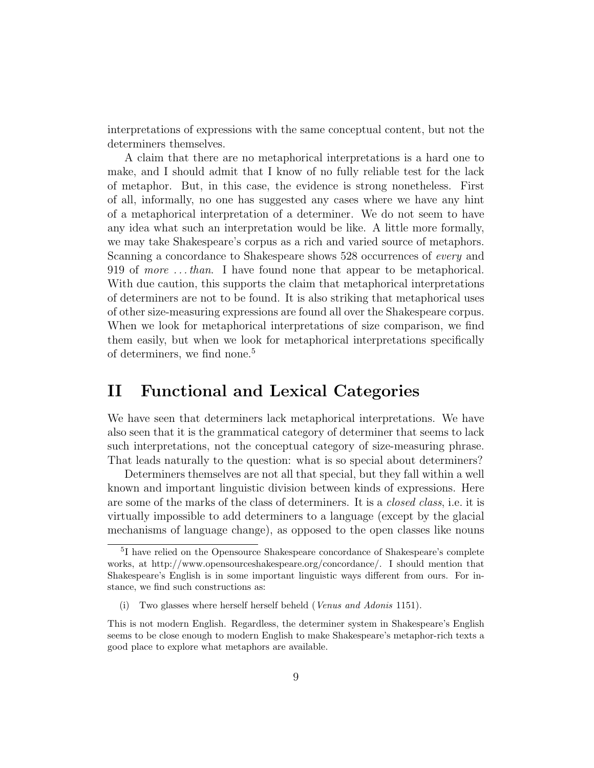interpretations of expressions with the same conceptual content, but not the determiners themselves.

A claim that there are no metaphorical interpretations is a hard one to make, and I should admit that I know of no fully reliable test for the lack of metaphor. But, in this case, the evidence is strong nonetheless. First of all, informally, no one has suggested any cases where we have any hint of a metaphorical interpretation of a determiner. We do not seem to have any idea what such an interpretation would be like. A little more formally, we may take Shakespeare's corpus as a rich and varied source of metaphors. Scanning a concordance to Shakespeare shows 528 occurrences of *every* and 919 of *more ... than*. I have found none that appear to be metaphorical. With due caution, this supports the claim that metaphorical interpretations of determiners are not to be found. It is also striking that metaphorical uses of other size-measuring expressions are found all over the Shakespeare corpus. When we look for metaphorical interpretations of size comparison, we find them easily, but when we look for metaphorical interpretations specifically of determiners, we find none.[5]

# II Functional and Lexical Categories

We have seen that determiners lack metaphorical interpretations. We have also seen that it is the grammatical category of determiner that seems to lack such interpretations, not the conceptual category of size-measuring phrase. That leads naturally to the question: what is so special about determiners?

Determiners themselves are not all that special, but they fall within a well known and important linguistic division between kinds of expressions. Here are some of the marks of the class of determiners. It is a *closed class*, i.e. it is virtually impossible to add determiners to a language (except by the glacial mechanisms of language change), as opposed to the open classes like nouns

---

[5] I have relied on the Opensource Shakespeare concordance of Shakespeare's complete works, at http://www.opensourceshakespeare.org/concordance/. I should mention that Shakespeare's English is in some important linguistic ways different from ours. For instance, we find such constructions as:

(i) Two glasses where herself herself beheld (*Venus and Adonis* 1151).

This is not modern English. Regardless, the determiner system in Shakespeare's English seems to be close enough to modern English to make Shakespeare's metaphor-rich texts a good place to explore what metaphors are available.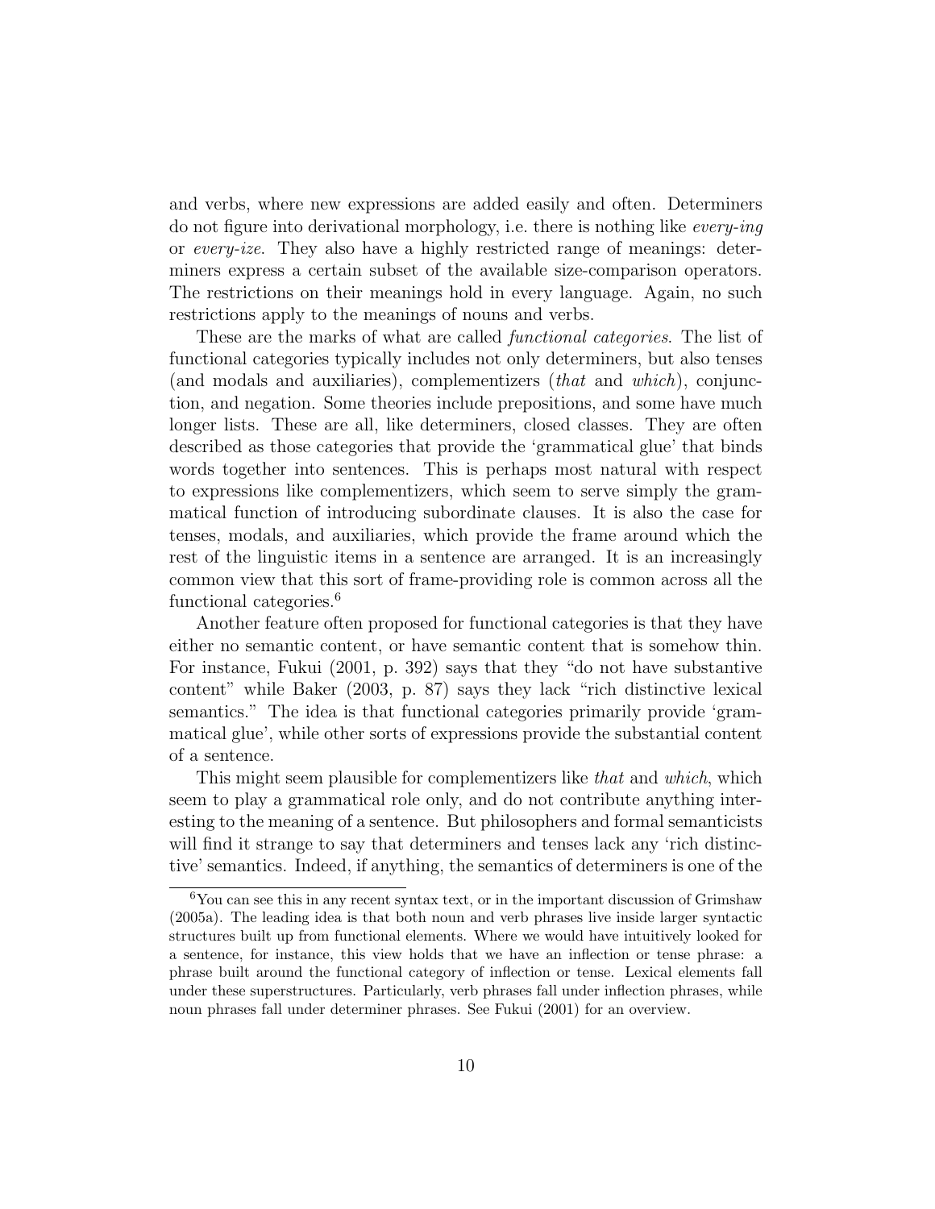and verbs, where new expressions are added easily and often. Determiners do not figure into derivational morphology, i.e. there is nothing like *every-ing* or *every-ize*. They also have a highly restricted range of meanings: determiners express a certain subset of the available size-comparison operators. The restrictions on their meanings hold in every language. Again, no such restrictions apply to the meanings of nouns and verbs.

These are the marks of what are called *functional categories*. The list of functional categories typically includes not only determiners, but also tenses (and modals and auxiliaries), complementizers (*that* and *which*), conjunction, and negation. Some theories include prepositions, and some have much longer lists. These are all, like determiners, closed classes. They are often described as those categories that provide the 'grammatical glue' that binds words together into sentences. This is perhaps most natural with respect to expressions like complementizers, which seem to serve simply the grammatical function of introducing subordinate clauses. It is also the case for tenses, modals, and auxiliaries, which provide the frame around which the rest of the linguistic items in a sentence are arranged. It is an increasingly common view that this sort of frame-providing role is common across all the functional categories.[6]

Another feature often proposed for functional categories is that they have either no semantic content, or have semantic content that is somehow thin. For instance, Fukui (2001, p. 392) says that they "do not have substantive content" while Baker (2003, p. 87) says they lack "rich distinctive lexical semantics." The idea is that functional categories primarily provide 'grammatical glue', while other sorts of expressions provide the substantial content of a sentence.

This might seem plausible for complementizers like *that* and *which*, which seem to play a grammatical role only, and do not contribute anything interesting to the meaning of a sentence. But philosophers and formal semanticists will find it strange to say that determiners and tenses lack any 'rich distinctive' semantics. Indeed, if anything, the semantics of determiners is one of the

[6] You can see this in any recent syntax text, or in the important discussion of Grimshaw (2005a). The leading idea is that both noun and verb phrases live inside larger syntactic structures built up from functional elements. Where we would have intuitively looked for a sentence, for instance, this view holds that we have an inflection or tense phrase: a phrase built around the functional category of inflection or tense. Lexical elements fall under these superstructures. Particularly, verb phrases fall under inflection phrases, while noun phrases fall under determiner phrases. See Fukui (2001) for an overview.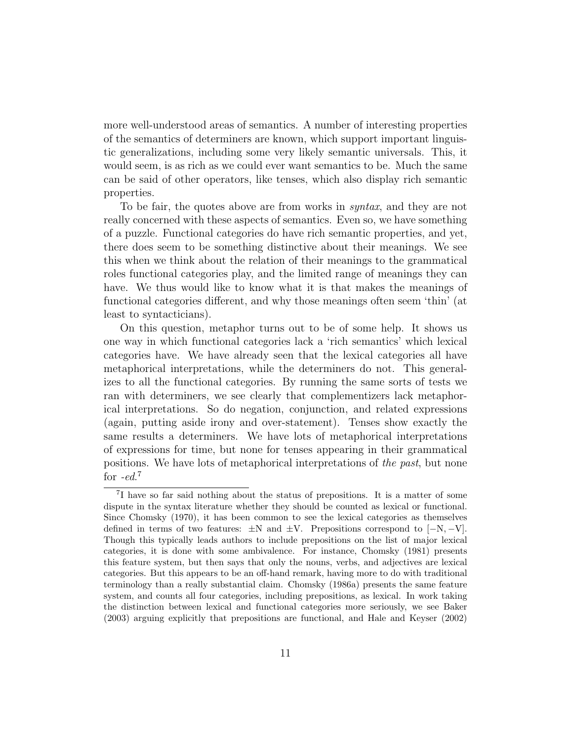more well-understood areas of semantics. A number of interesting properties of the semantics of determiners are known, which support important linguistic generalizations, including some very likely semantic universals. This, it would seem, is as rich as we could ever want semantics to be. Much the same can be said of other operators, like tenses, which also display rich semantic properties.

To be fair, the quotes above are from works in *syntax*, and they are not really concerned with these aspects of semantics. Even so, we have something of a puzzle. Functional categories do have rich semantic properties, and yet, there does seem to be something distinctive about their meanings. We see this when we think about the relation of their meanings to the grammatical roles functional categories play, and the limited range of meanings they can have. We thus would like to know what it is that makes the meanings of functional categories different, and why those meanings often seem 'thin' (at least to syntacticians).

On this question, metaphor turns out to be of some help. It shows us one way in which functional categories lack a 'rich semantics' which lexical categories have. We have already seen that the lexical categories all have metaphorical interpretations, while the determiners do not. This generalizes to all the functional categories. By running the same sorts of tests we ran with determiners, we see clearly that complementizers lack metaphorical interpretations. So do negation, conjunction, and related expressions (again, putting aside irony and over-statement). Tenses show exactly the same results a determiners. We have lots of metaphorical interpretations of expressions for time, but none for tenses appearing in their grammatical positions. We have lots of metaphorical interpretations of *the past*, but none for *-ed*.[7]

[7] I have so far said nothing about the status of prepositions. It is a matter of some dispute in the syntax literature whether they should be counted as lexical or functional. Since Chomsky (1970), it has been common to see the lexical categories as themselves defined in terms of two features: ±N and ±V. Prepositions correspond to [−N, −V]. Though this typically leads authors to include prepositions on the list of major lexical categories, it is done with some ambivalence. For instance, Chomsky (1981) presents this feature system, but then says that only the nouns, verbs, and adjectives are lexical categories. But this appears to be an off-hand remark, having more to do with traditional terminology than a really substantial claim. Chomsky (1986a) presents the same feature system, and counts all four categories, including prepositions, as lexical. In work taking the distinction between lexical and functional categories more seriously, we see Baker (2003) arguing explicitly that prepositions are functional, and Hale and Keyser (2002)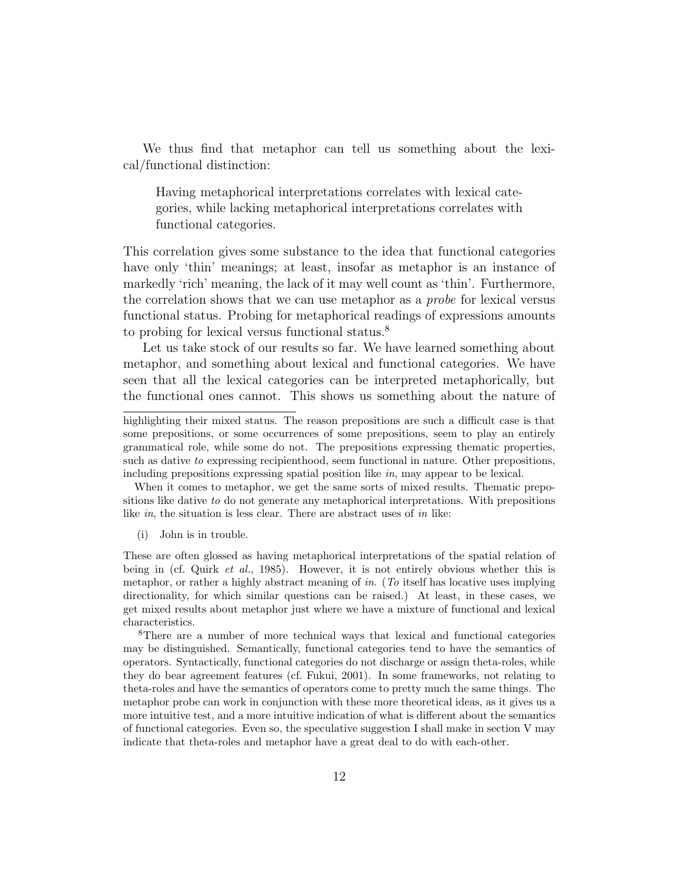We thus find that metaphor can tell us something about the lexical/functional distinction:

> Having metaphorical interpretations correlates with lexical categories, while lacking metaphorical interpretations correlates with functional categories.

This correlation gives some substance to the idea that functional categories have only 'thin' meanings; at least, insofar as metaphor is an instance of markedly 'rich' meaning, the lack of it may well count as 'thin'. Furthermore, the correlation shows that we can use metaphor as a *probe* for lexical versus functional status. Probing for metaphorical readings of expressions amounts to probing for lexical versus functional status.[8]

Let us take stock of our results so far. We have learned something about metaphor, and something about lexical and functional categories. We have seen that all the lexical categories can be interpreted metaphorically, but the functional ones cannot. This shows us something about the nature of

---

highlighting their mixed status. The reason prepositions are such a difficult case is that some prepositions, or some occurrences of some prepositions, seem to play an entirely grammatical role, while some do not. The prepositions expressing thematic properties, such as dative *to* expressing recipienthood, seem functional in nature. Other prepositions, including prepositions expressing spatial position like *in*, may appear to be lexical.

When it comes to metaphor, we get the same sorts of mixed results. Thematic prepositions like dative *to* do not generate any metaphorical interpretations. With prepositions like *in*, the situation is less clear. There are abstract uses of *in* like:

(i) John is in trouble.

These are often glossed as having metaphorical interpretations of the spatial relation of being in (cf. Quirk *et al.*, 1985). However, it is not entirely obvious whether this is metaphor, or rather a highly abstract meaning of *in*. (*To* itself has locative uses implying directionality, for which similar questions can be raised.) At least, in these cases, we get mixed results about metaphor just where we have a mixture of functional and lexical characteristics.

[8] There are a number of more technical ways that lexical and functional categories may be distinguished. Semantically, functional categories tend to have the semantics of operators. Syntactically, functional categories do not discharge or assign theta-roles, while they do bear agreement features (cf. Fukui, 2001). In some frameworks, not relating to theta-roles and have the semantics of operators come to pretty much the same things. The metaphor probe can work in conjunction with these more theoretical ideas, as it gives us a more intuitive test, and a more intuitive indication of what is different about the semantics of functional categories. Even so, the speculative suggestion I shall make in section V may indicate that theta-roles and metaphor have a great deal to do with each-other.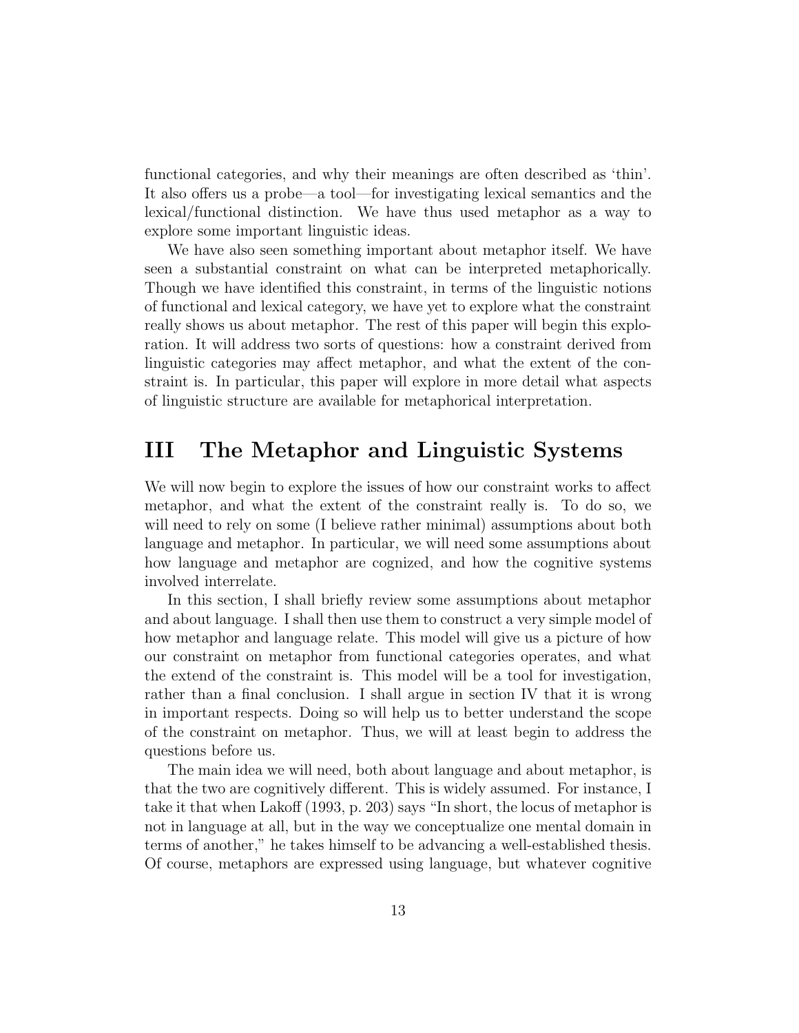functional categories, and why their meanings are often described as 'thin'. It also offers us a probe—a tool—for investigating lexical semantics and the lexical/functional distinction. We have thus used metaphor as a way to explore some important linguistic ideas.

We have also seen something important about metaphor itself. We have seen a substantial constraint on what can be interpreted metaphorically. Though we have identified this constraint, in terms of the linguistic notions of functional and lexical category, we have yet to explore what the constraint really shows us about metaphor. The rest of this paper will begin this exploration. It will address two sorts of questions: how a constraint derived from linguistic categories may affect metaphor, and what the extent of the constraint is. In particular, this paper will explore in more detail what aspects of linguistic structure are available for metaphorical interpretation.

## III The Metaphor and Linguistic Systems

We will now begin to explore the issues of how our constraint works to affect metaphor, and what the extent of the constraint really is. To do so, we will need to rely on some (I believe rather minimal) assumptions about both language and metaphor. In particular, we will need some assumptions about how language and metaphor are cognized, and how the cognitive systems involved interrelate.

In this section, I shall briefly review some assumptions about metaphor and about language. I shall then use them to construct a very simple model of how metaphor and language relate. This model will give us a picture of how our constraint on metaphor from functional categories operates, and what the extend of the constraint is. This model will be a tool for investigation, rather than a final conclusion. I shall argue in section IV that it is wrong in important respects. Doing so will help us to better understand the scope of the constraint on metaphor. Thus, we will at least begin to address the questions before us.

The main idea we will need, both about language and about metaphor, is that the two are cognitively different. This is widely assumed. For instance, I take it that when Lakoff (1993, p. 203) says "In short, the locus of metaphor is not in language at all, but in the way we conceptualize one mental domain in terms of another," he takes himself to be advancing a well-established thesis. Of course, metaphors are expressed using language, but whatever cognitive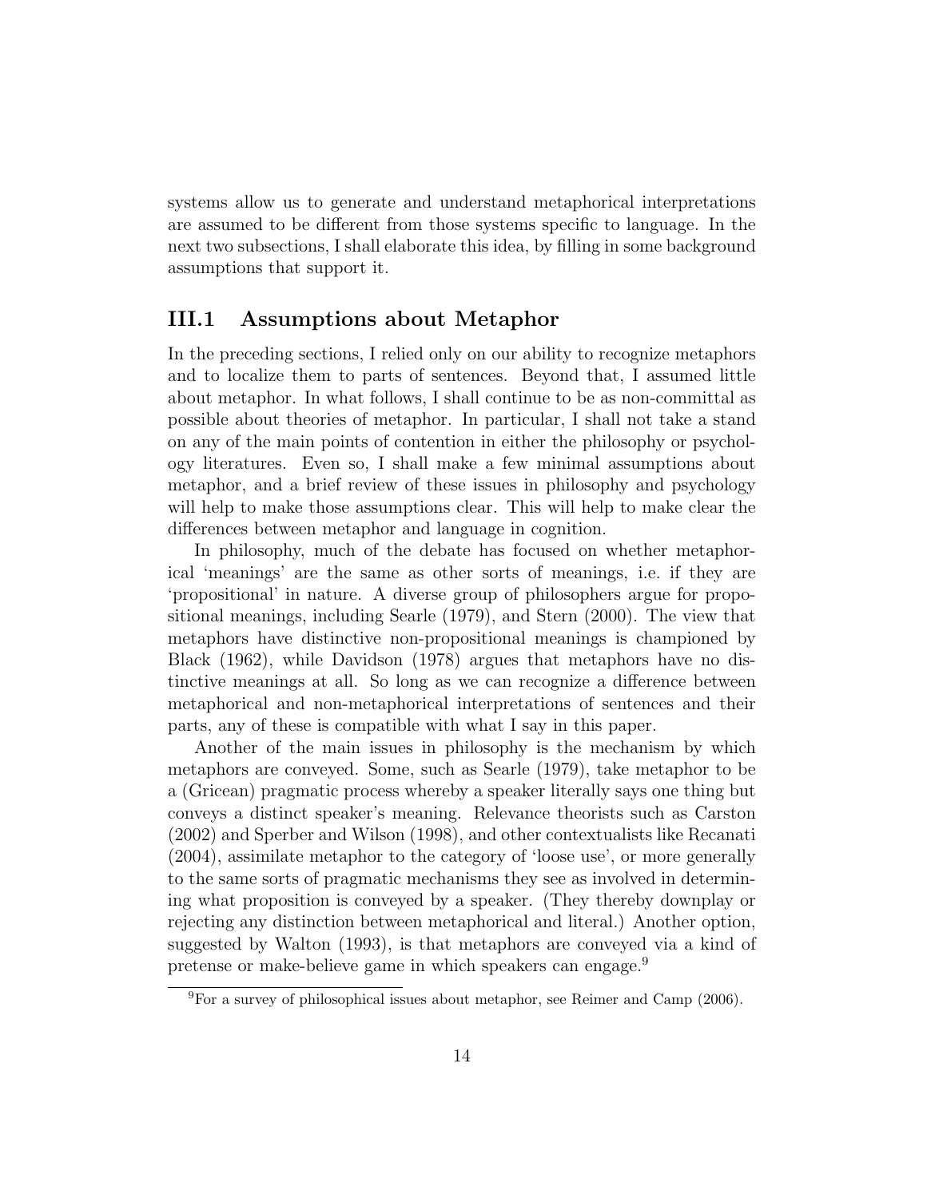systems allow us to generate and understand metaphorical interpretations are assumed to be different from those systems specific to language. In the next two subsections, I shall elaborate this idea, by filling in some background assumptions that support it.

## III.1 Assumptions about Metaphor

In the preceding sections, I relied only on our ability to recognize metaphors and to localize them to parts of sentences. Beyond that, I assumed little about metaphor. In what follows, I shall continue to be as non-committal as possible about theories of metaphor. In particular, I shall not take a stand on any of the main points of contention in either the philosophy or psychology literatures. Even so, I shall make a few minimal assumptions about metaphor, and a brief review of these issues in philosophy and psychology will help to make those assumptions clear. This will help to make clear the differences between metaphor and language in cognition.

In philosophy, much of the debate has focused on whether metaphorical 'meanings' are the same as other sorts of meanings, i.e. if they are 'propositional' in nature. A diverse group of philosophers argue for propositional meanings, including Searle (1979), and Stern (2000). The view that metaphors have distinctive non-propositional meanings is championed by Black (1962), while Davidson (1978) argues that metaphors have no distinctive meanings at all. So long as we can recognize a difference between metaphorical and non-metaphorical interpretations of sentences and their parts, any of these is compatible with what I say in this paper.

Another of the main issues in philosophy is the mechanism by which metaphors are conveyed. Some, such as Searle (1979), take metaphor to be a (Gricean) pragmatic process whereby a speaker literally says one thing but conveys a distinct speaker's meaning. Relevance theorists such as Carston (2002) and Sperber and Wilson (1998), and other contextualists like Recanati (2004), assimilate metaphor to the category of 'loose use', or more generally to the same sorts of pragmatic mechanisms they see as involved in determining what proposition is conveyed by a speaker. (They thereby downplay or rejecting any distinction between metaphorical and literal.) Another option, suggested by Walton (1993), is that metaphors are conveyed via a kind of pretense or make-believe game in which speakers can engage.[9]

[9] For a survey of philosophical issues about metaphor, see Reimer and Camp (2006).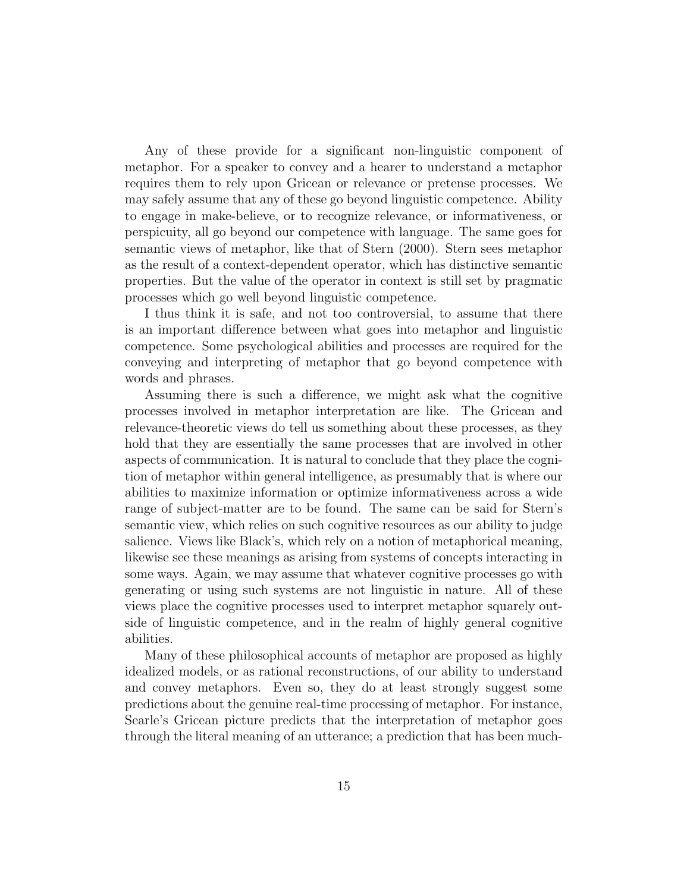Any of these provide for a significant non-linguistic component of metaphor. For a speaker to convey and a hearer to understand a metaphor requires them to rely upon Gricean or relevance or pretense processes. We may safely assume that any of these go beyond linguistic competence. Ability to engage in make-believe, or to recognize relevance, or informativeness, or perspicuity, all go beyond our competence with language. The same goes for semantic views of metaphor, like that of Stern (2000). Stern sees metaphor as the result of a context-dependent operator, which has distinctive semantic properties. But the value of the operator in context is still set by pragmatic processes which go well beyond linguistic competence.

I thus think it is safe, and not too controversial, to assume that there is an important difference between what goes into metaphor and linguistic competence. Some psychological abilities and processes are required for the conveying and interpreting of metaphor that go beyond competence with words and phrases.

Assuming there is such a difference, we might ask what the cognitive processes involved in metaphor interpretation are like. The Gricean and relevance-theoretic views do tell us something about these processes, as they hold that they are essentially the same processes that are involved in other aspects of communication. It is natural to conclude that they place the cognition of metaphor within general intelligence, as presumably that is where our abilities to maximize information or optimize informativeness across a wide range of subject-matter are to be found. The same can be said for Stern's semantic view, which relies on such cognitive resources as our ability to judge salience. Views like Black's, which rely on a notion of metaphorical meaning, likewise see these meanings as arising from systems of concepts interacting in some ways. Again, we may assume that whatever cognitive processes go with generating or using such systems are not linguistic in nature. All of these views place the cognitive processes used to interpret metaphor squarely outside of linguistic competence, and in the realm of highly general cognitive abilities.

Many of these philosophical accounts of metaphor are proposed as highly idealized models, or as rational reconstructions, of our ability to understand and convey metaphors. Even so, they do at least strongly suggest some predictions about the genuine real-time processing of metaphor. For instance, Searle's Gricean picture predicts that the interpretation of metaphor goes through the literal meaning of an utterance; a prediction that has been much-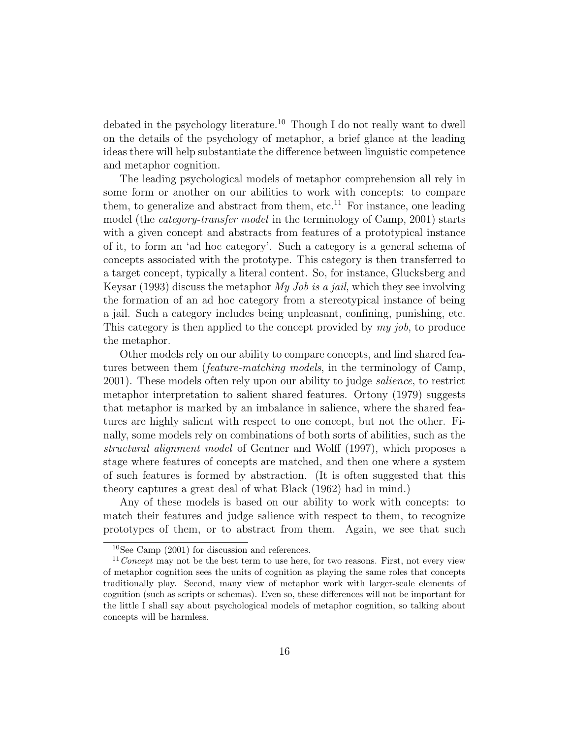debated in the psychology literature.[10] Though I do not really want to dwell on the details of the psychology of metaphor, a brief glance at the leading ideas there will help substantiate the difference between linguistic competence and metaphor cognition.

The leading psychological models of metaphor comprehension all rely in some form or another on our abilities to work with concepts: to compare them, to generalize and abstract from them, etc.[11] For instance, one leading model (the *category-transfer model* in the terminology of Camp, 2001) starts with a given concept and abstracts from features of a prototypical instance of it, to form an 'ad hoc category'. Such a category is a general schema of concepts associated with the prototype. This category is then transferred to a target concept, typically a literal content. So, for instance, Glucksberg and Keysar (1993) discuss the metaphor *My Job is a jail*, which they see involving the formation of an ad hoc category from a stereotypical instance of being a jail. Such a category includes being unpleasant, confining, punishing, etc. This category is then applied to the concept provided by *my job*, to produce the metaphor.

Other models rely on our ability to compare concepts, and find shared features between them (*feature-matching models*, in the terminology of Camp, 2001). These models often rely upon our ability to judge *salience*, to restrict metaphor interpretation to salient shared features. Ortony (1979) suggests that metaphor is marked by an imbalance in salience, where the shared features are highly salient with respect to one concept, but not the other. Finally, some models rely on combinations of both sorts of abilities, such as the *structural alignment model* of Gentner and Wolff (1997), which proposes a stage where features of concepts are matched, and then one where a system of such features is formed by abstraction. (It is often suggested that this theory captures a great deal of what Black (1962) had in mind.)

Any of these models is based on our ability to work with concepts: to match their features and judge salience with respect to them, to recognize prototypes of them, or to abstract from them. Again, we see that such

---

[10] See Camp (2001) for discussion and references.

[11] *Concept* may not be the best term to use here, for two reasons. First, not every view of metaphor cognition sees the units of cognition as playing the same roles that concepts traditionally play. Second, many view of metaphor work with larger-scale elements of cognition (such as scripts or schemas). Even so, these differences will not be important for the little I shall say about psychological models of metaphor cognition, so talking about concepts will be harmless.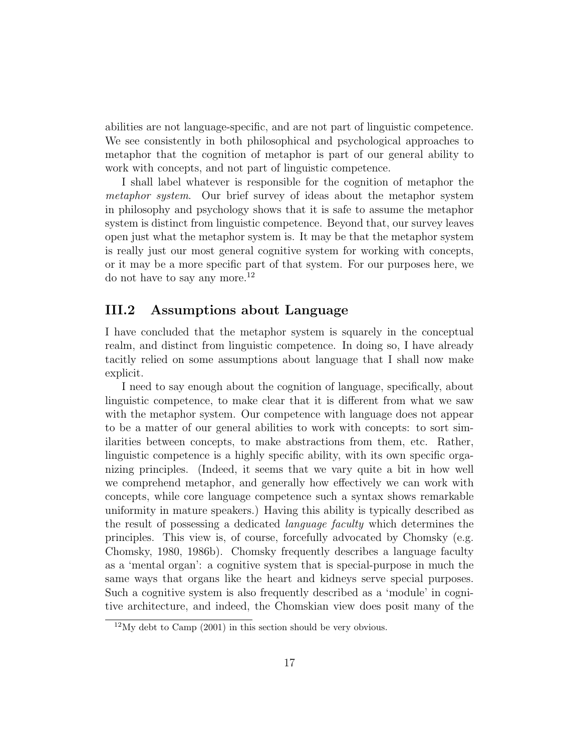abilities are not language-specific, and are not part of linguistic competence. We see consistently in both philosophical and psychological approaches to metaphor that the cognition of metaphor is part of our general ability to work with concepts, and not part of linguistic competence.

I shall label whatever is responsible for the cognition of metaphor the *metaphor system*. Our brief survey of ideas about the metaphor system in philosophy and psychology shows that it is safe to assume the metaphor system is distinct from linguistic competence. Beyond that, our survey leaves open just what the metaphor system is. It may be that the metaphor system is really just our most general cognitive system for working with concepts, or it may be a more specific part of that system. For our purposes here, we do not have to say any more.[12]

## III.2 Assumptions about Language

I have concluded that the metaphor system is squarely in the conceptual realm, and distinct from linguistic competence. In doing so, I have already tacitly relied on some assumptions about language that I shall now make explicit.

I need to say enough about the cognition of language, specifically, about linguistic competence, to make clear that it is different from what we saw with the metaphor system. Our competence with language does not appear to be a matter of our general abilities to work with concepts: to sort similarities between concepts, to make abstractions from them, etc. Rather, linguistic competence is a highly specific ability, with its own specific organizing principles. (Indeed, it seems that we vary quite a bit in how well we comprehend metaphor, and generally how effectively we can work with concepts, while core language competence such a syntax shows remarkable uniformity in mature speakers.) Having this ability is typically described as the result of possessing a dedicated *language faculty* which determines the principles. This view is, of course, forcefully advocated by Chomsky (e.g. Chomsky, 1980, 1986b). Chomsky frequently describes a language faculty as a 'mental organ': a cognitive system that is special-purpose in much the same ways that organs like the heart and kidneys serve special purposes. Such a cognitive system is also frequently described as a 'module' in cognitive architecture, and indeed, the Chomskian view does posit many of the

[12] My debt to Camp (2001) in this section should be very obvious.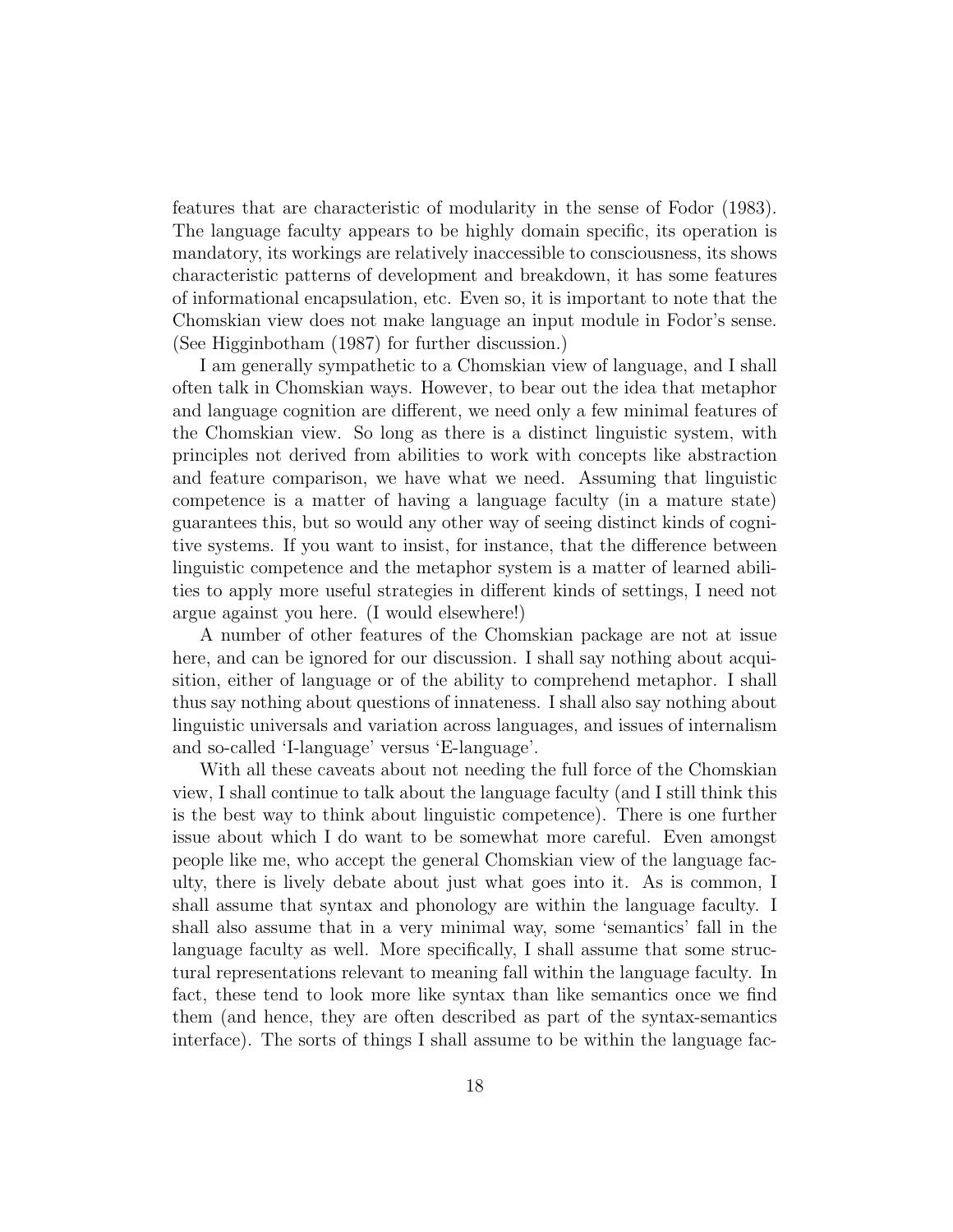features that are characteristic of modularity in the sense of Fodor (1983). The language faculty appears to be highly domain specific, its operation is mandatory, its workings are relatively inaccessible to consciousness, its shows characteristic patterns of development and breakdown, it has some features of informational encapsulation, etc. Even so, it is important to note that the Chomskian view does not make language an input module in Fodor's sense. (See Higginbotham (1987) for further discussion.)

I am generally sympathetic to a Chomskian view of language, and I shall often talk in Chomskian ways. However, to bear out the idea that metaphor and language cognition are different, we need only a few minimal features of the Chomskian view. So long as there is a distinct linguistic system, with principles not derived from abilities to work with concepts like abstraction and feature comparison, we have what we need. Assuming that linguistic competence is a matter of having a language faculty (in a mature state) guarantees this, but so would any other way of seeing distinct kinds of cognitive systems. If you want to insist, for instance, that the difference between linguistic competence and the metaphor system is a matter of learned abilities to apply more useful strategies in different kinds of settings, I need not argue against you here. (I would elsewhere!)

A number of other features of the Chomskian package are not at issue here, and can be ignored for our discussion. I shall say nothing about acquisition, either of language or of the ability to comprehend metaphor. I shall thus say nothing about questions of innateness. I shall also say nothing about linguistic universals and variation across languages, and issues of internalism and so-called 'I-language' versus 'E-language'.

With all these caveats about not needing the full force of the Chomskian view, I shall continue to talk about the language faculty (and I still think this is the best way to think about linguistic competence). There is one further issue about which I do want to be somewhat more careful. Even amongst people like me, who accept the general Chomskian view of the language faculty, there is lively debate about just what goes into it. As is common, I shall assume that syntax and phonology are within the language faculty. I shall also assume that in a very minimal way, some 'semantics' fall in the language faculty as well. More specifically, I shall assume that some structural representations relevant to meaning fall within the language faculty. In fact, these tend to look more like syntax than like semantics once we find them (and hence, they are often described as part of the syntax-semantics interface). The sorts of things I shall assume to be within the language fac-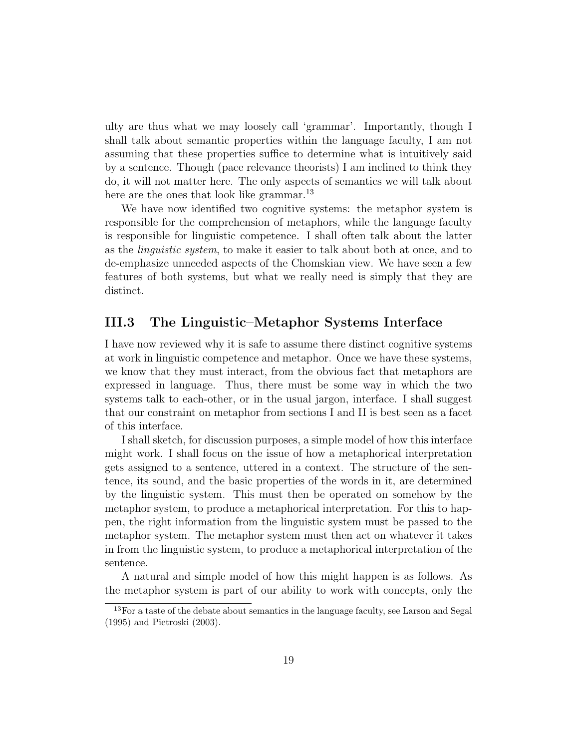ulty are thus what we may loosely call 'grammar'. Importantly, though I shall talk about semantic properties within the language faculty, I am not assuming that these properties suffice to determine what is intuitively said by a sentence. Though (pace relevance theorists) I am inclined to think they do, it will not matter here. The only aspects of semantics we will talk about here are the ones that look like grammar.[13]

We have now identified two cognitive systems: the metaphor system is responsible for the comprehension of metaphors, while the language faculty is responsible for linguistic competence. I shall often talk about the latter as the *linguistic system*, to make it easier to talk about both at once, and to de-emphasize unneeded aspects of the Chomskian view. We have seen a few features of both systems, but what we really need is simply that they are distinct.

## III.3 The Linguistic–Metaphor Systems Interface

I have now reviewed why it is safe to assume there distinct cognitive systems at work in linguistic competence and metaphor. Once we have these systems, we know that they must interact, from the obvious fact that metaphors are expressed in language. Thus, there must be some way in which the two systems talk to each-other, or in the usual jargon, interface. I shall suggest that our constraint on metaphor from sections I and II is best seen as a facet of this interface.

I shall sketch, for discussion purposes, a simple model of how this interface might work. I shall focus on the issue of how a metaphorical interpretation gets assigned to a sentence, uttered in a context. The structure of the sentence, its sound, and the basic properties of the words in it, are determined by the linguistic system. This must then be operated on somehow by the metaphor system, to produce a metaphorical interpretation. For this to happen, the right information from the linguistic system must be passed to the metaphor system. The metaphor system must then act on whatever it takes in from the linguistic system, to produce a metaphorical interpretation of the sentence.

A natural and simple model of how this might happen is as follows. As the metaphor system is part of our ability to work with concepts, only the

[13] For a taste of the debate about semantics in the language faculty, see Larson and Segal (1995) and Pietroski (2003).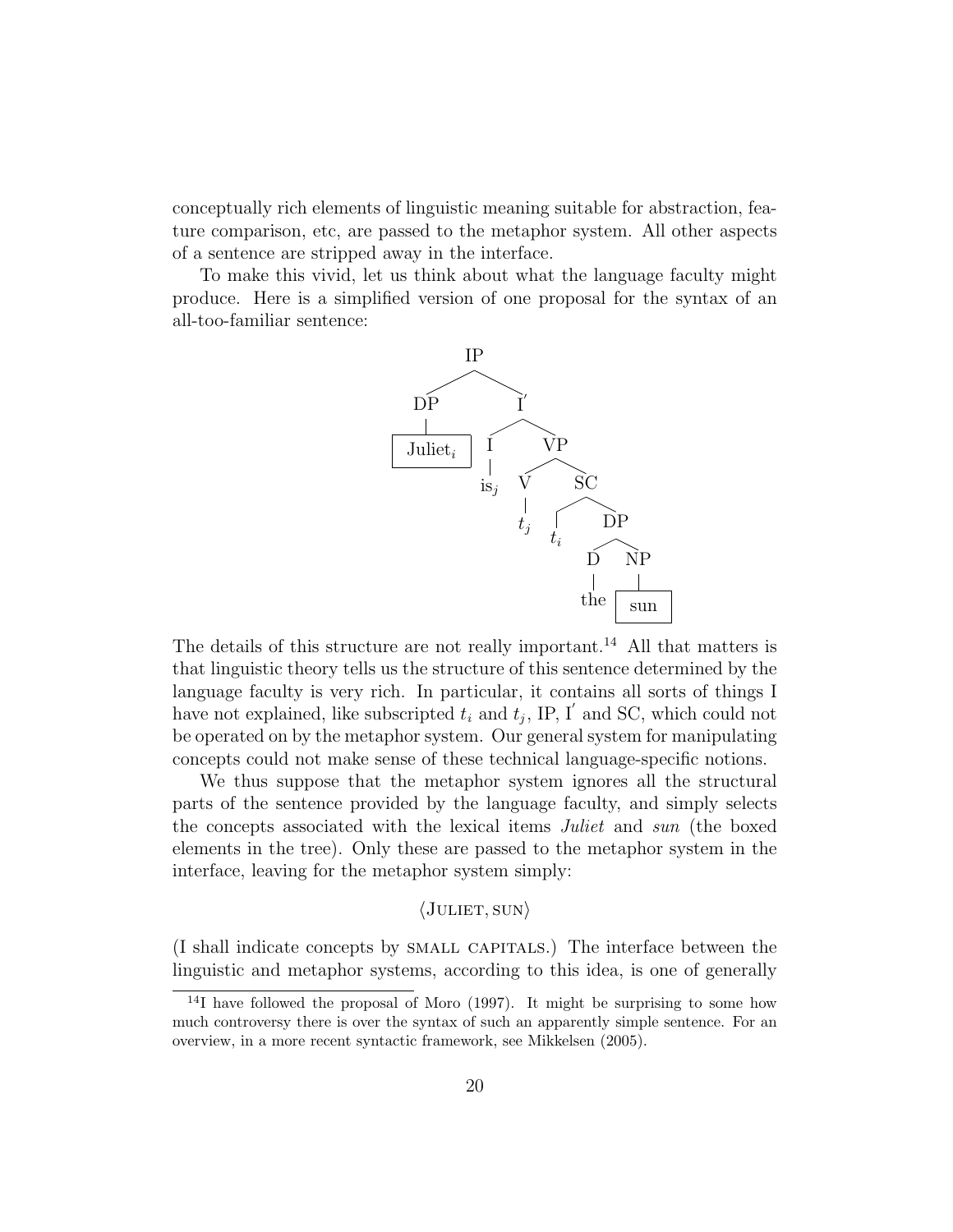conceptually rich elements of linguistic meaning suitable for abstraction, feature comparison, etc, are passed to the metaphor system. All other aspects of a sentence are stripped away in the interface.

To make this vivid, let us think about what the language faculty might produce. Here is a simplified version of one proposal for the syntax of an all-too-familiar sentence:

```
[IP [DP [Juliet_i]] [I' [I is_j] [VP [V t_j] [SC t_i [DP [D the] [NP [sun]]]]]]]
```

The details of this structure are not really important.[14] All that matters is that linguistic theory tells us the structure of this sentence determined by the language faculty is very rich. In particular, it contains all sorts of things I have not explained, like subscripted $t_i$ and $t_j$, IP, I$'$ and SC, which could not be operated on by the metaphor system. Our general system for manipulating concepts could not make sense of these technical language-specific notions.

We thus suppose that the metaphor system ignores all the structural parts of the sentence provided by the language faculty, and simply selects the concepts associated with the lexical items *Juliet* and *sun* (the boxed elements in the tree). Only these are passed to the metaphor system in the interface, leaving for the metaphor system simply:

$$\langle \text{JULIET}, \text{SUN} \rangle$$

(I shall indicate concepts by SMALL CAPITALS.) The interface between the linguistic and metaphor systems, according to this idea, is one of generally

[14] I have followed the proposal of Moro (1997). It might be surprising to some how much controversy there is over the syntax of such an apparently simple sentence. For an overview, in a more recent syntactic framework, see Mikkelsen (2005).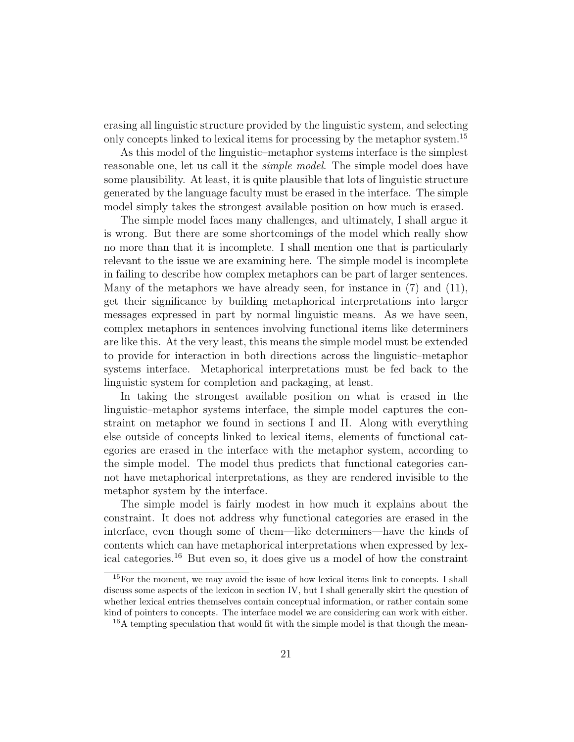erasing all linguistic structure provided by the linguistic system, and selecting only concepts linked to lexical items for processing by the metaphor system.[15]

As this model of the linguistic–metaphor systems interface is the simplest reasonable one, let us call it the *simple model*. The simple model does have some plausibility. At least, it is quite plausible that lots of linguistic structure generated by the language faculty must be erased in the interface. The simple model simply takes the strongest available position on how much is erased.

The simple model faces many challenges, and ultimately, I shall argue it is wrong. But there are some shortcomings of the model which really show no more than that it is incomplete. I shall mention one that is particularly relevant to the issue we are examining here. The simple model is incomplete in failing to describe how complex metaphors can be part of larger sentences. Many of the metaphors we have already seen, for instance in (7) and (11), get their significance by building metaphorical interpretations into larger messages expressed in part by normal linguistic means. As we have seen, complex metaphors in sentences involving functional items like determiners are like this. At the very least, this means the simple model must be extended to provide for interaction in both directions across the linguistic–metaphor systems interface. Metaphorical interpretations must be fed back to the linguistic system for completion and packaging, at least.

In taking the strongest available position on what is erased in the linguistic–metaphor systems interface, the simple model captures the constraint on metaphor we found in sections I and II. Along with everything else outside of concepts linked to lexical items, elements of functional categories are erased in the interface with the metaphor system, according to the simple model. The model thus predicts that functional categories cannot have metaphorical interpretations, as they are rendered invisible to the metaphor system by the interface.

The simple model is fairly modest in how much it explains about the constraint. It does not address why functional categories are erased in the interface, even though some of them—like determiners—have the kinds of contents which can have metaphorical interpretations when expressed by lexical categories.[16] But even so, it does give us a model of how the constraint

[15] For the moment, we may avoid the issue of how lexical items link to concepts. I shall discuss some aspects of the lexicon in section IV, but I shall generally skirt the question of whether lexical entries themselves contain conceptual information, or rather contain some kind of pointers to concepts. The interface model we are considering can work with either.

[16] A tempting speculation that would fit with the simple model is that though the mean-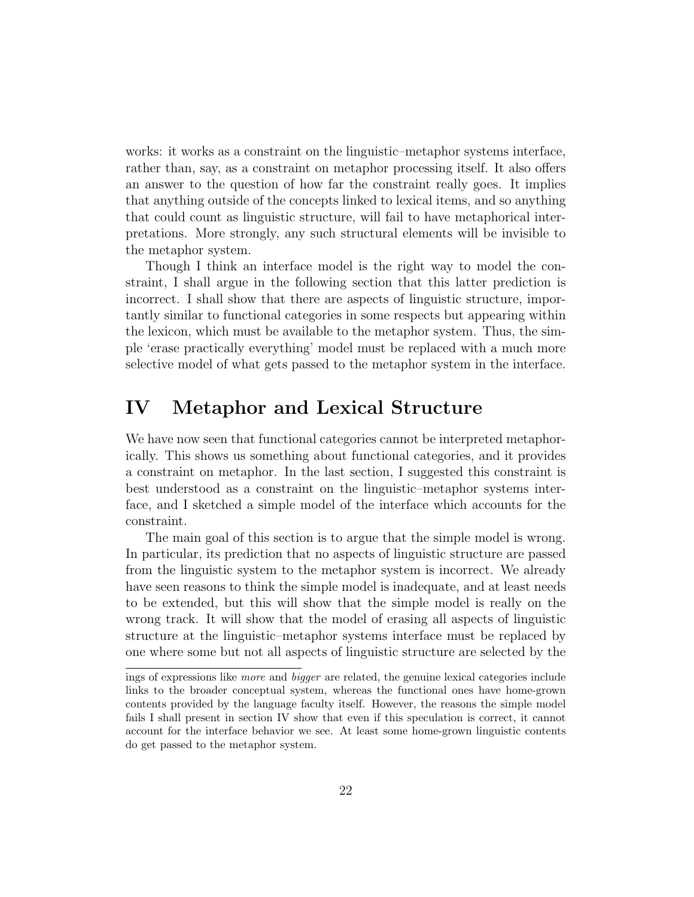works: it works as a constraint on the linguistic–metaphor systems interface, rather than, say, as a constraint on metaphor processing itself. It also offers an answer to the question of how far the constraint really goes. It implies that anything outside of the concepts linked to lexical items, and so anything that could count as linguistic structure, will fail to have metaphorical interpretations. More strongly, any such structural elements will be invisible to the metaphor system.

Though I think an interface model is the right way to model the constraint, I shall argue in the following section that this latter prediction is incorrect. I shall show that there are aspects of linguistic structure, importantly similar to functional categories in some respects but appearing within the lexicon, which must be available to the metaphor system. Thus, the simple 'erase practically everything' model must be replaced with a much more selective model of what gets passed to the metaphor system in the interface.

# IV Metaphor and Lexical Structure

We have now seen that functional categories cannot be interpreted metaphorically. This shows us something about functional categories, and it provides a constraint on metaphor. In the last section, I suggested this constraint is best understood as a constraint on the linguistic–metaphor systems interface, and I sketched a simple model of the interface which accounts for the constraint.

The main goal of this section is to argue that the simple model is wrong. In particular, its prediction that no aspects of linguistic structure are passed from the linguistic system to the metaphor system is incorrect. We already have seen reasons to think the simple model is inadequate, and at least needs to be extended, but this will show that the simple model is really on the wrong track. It will show that the model of erasing all aspects of linguistic structure at the linguistic–metaphor systems interface must be replaced by one where some but not all aspects of linguistic structure are selected by the

---

ings of expressions like *more* and *bigger* are related, the genuine lexical categories include links to the broader conceptual system, whereas the functional ones have home-grown contents provided by the language faculty itself. However, the reasons the simple model fails I shall present in section IV show that even if this speculation is correct, it cannot account for the interface behavior we see. At least some home-grown linguistic contents do get passed to the metaphor system.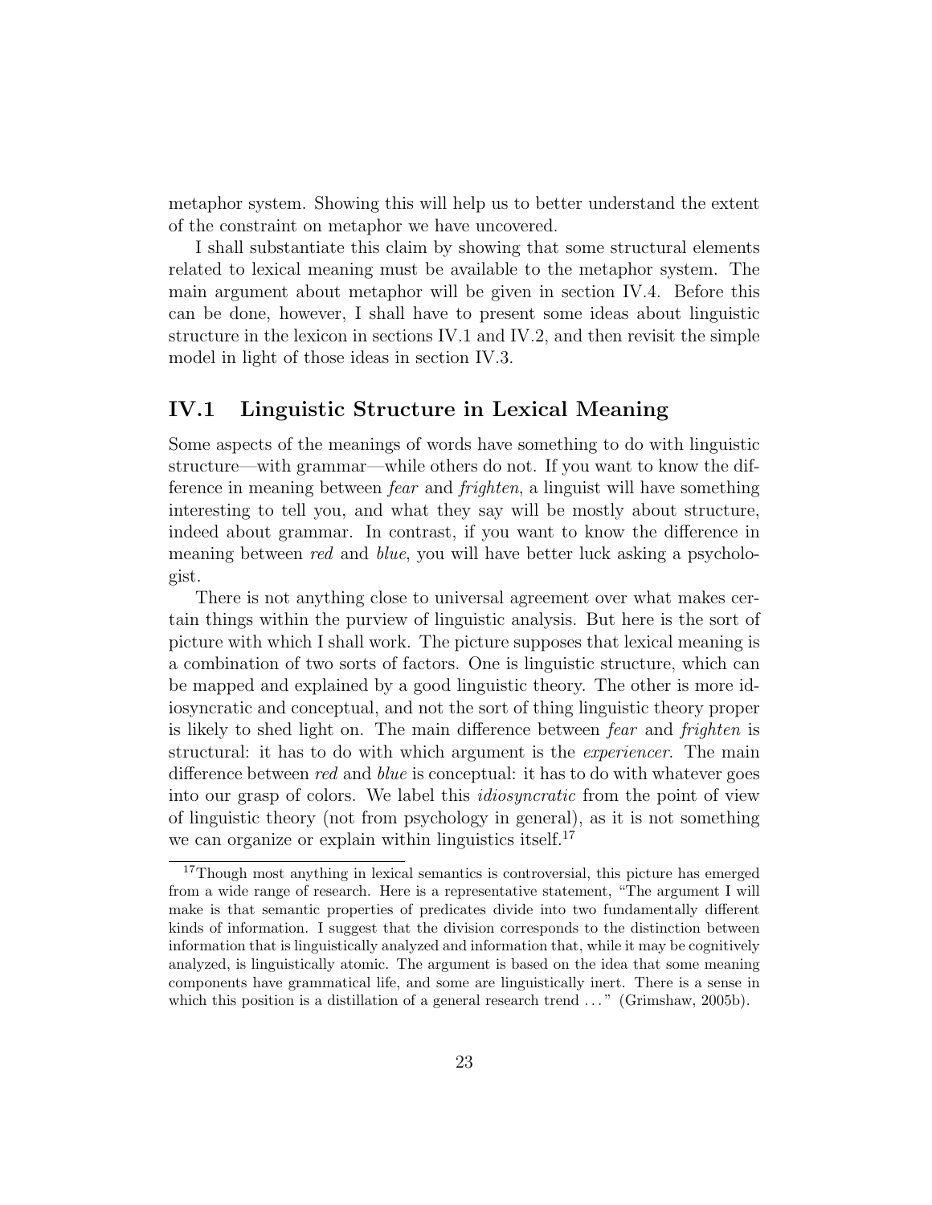metaphor system. Showing this will help us to better understand the extent of the constraint on metaphor we have uncovered.

I shall substantiate this claim by showing that some structural elements related to lexical meaning must be available to the metaphor system. The main argument about metaphor will be given in section IV.4. Before this can be done, however, I shall have to present some ideas about linguistic structure in the lexicon in sections IV.1 and IV.2, and then revisit the simple model in light of those ideas in section IV.3.

## IV.1 Linguistic Structure in Lexical Meaning

Some aspects of the meanings of words have something to do with linguistic structure—with grammar—while others do not. If you want to know the difference in meaning between *fear* and *frighten*, a linguist will have something interesting to tell you, and what they say will be mostly about structure, indeed about grammar. In contrast, if you want to know the difference in meaning between *red* and *blue*, you will have better luck asking a psychologist.

There is not anything close to universal agreement over what makes certain things within the purview of linguistic analysis. But here is the sort of picture with which I shall work. The picture supposes that lexical meaning is a combination of two sorts of factors. One is linguistic structure, which can be mapped and explained by a good linguistic theory. The other is more idiosyncratic and conceptual, and not the sort of thing linguistic theory proper is likely to shed light on. The main difference between *fear* and *frighten* is structural: it has to do with which argument is the *experiencer*. The main difference between *red* and *blue* is conceptual: it has to do with whatever goes into our grasp of colors. We label this *idiosyncratic* from the point of view of linguistic theory (not from psychology in general), as it is not something we can organize or explain within linguistics itself.[17]

[17]Though most anything in lexical semantics is controversial, this picture has emerged from a wide range of research. Here is a representative statement, "The argument I will make is that semantic properties of predicates divide into two fundamentally different kinds of information. I suggest that the division corresponds to the distinction between information that is linguistically analyzed and information that, while it may be cognitively analyzed, is linguistically atomic. The argument is based on the idea that some meaning components have grammatical life, and some are linguistically inert. There is a sense in which this position is a distillation of a general research trend . . . " (Grimshaw, 2005b).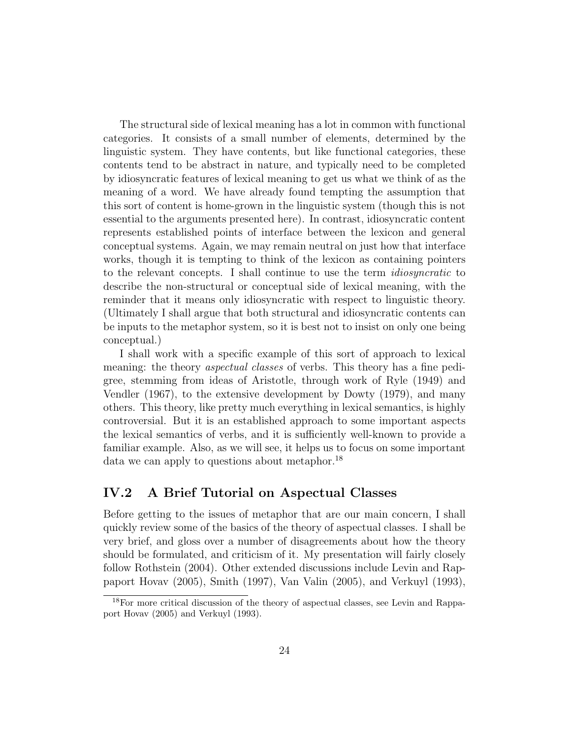The structural side of lexical meaning has a lot in common with functional categories. It consists of a small number of elements, determined by the linguistic system. They have contents, but like functional categories, these contents tend to be abstract in nature, and typically need to be completed by idiosyncratic features of lexical meaning to get us what we think of as the meaning of a word. We have already found tempting the assumption that this sort of content is home-grown in the linguistic system (though this is not essential to the arguments presented here). In contrast, idiosyncratic content represents established points of interface between the lexicon and general conceptual systems. Again, we may remain neutral on just how that interface works, though it is tempting to think of the lexicon as containing pointers to the relevant concepts. I shall continue to use the term *idiosyncratic* to describe the non-structural or conceptual side of lexical meaning, with the reminder that it means only idiosyncratic with respect to linguistic theory. (Ultimately I shall argue that both structural and idiosyncratic contents can be inputs to the metaphor system, so it is best not to insist on only one being conceptual.)

I shall work with a specific example of this sort of approach to lexical meaning: the theory *aspectual classes* of verbs. This theory has a fine pedigree, stemming from ideas of Aristotle, through work of Ryle (1949) and Vendler (1967), to the extensive development by Dowty (1979), and many others. This theory, like pretty much everything in lexical semantics, is highly controversial. But it is an established approach to some important aspects the lexical semantics of verbs, and it is sufficiently well-known to provide a familiar example. Also, as we will see, it helps us to focus on some important data we can apply to questions about metaphor.[18]

## IV.2 A Brief Tutorial on Aspectual Classes

Before getting to the issues of metaphor that are our main concern, I shall quickly review some of the basics of the theory of aspectual classes. I shall be very brief, and gloss over a number of disagreements about how the theory should be formulated, and criticism of it. My presentation will fairly closely follow Rothstein (2004). Other extended discussions include Levin and Rappaport Hovav (2005), Smith (1997), Van Valin (2005), and Verkuyl (1993),

[18] For more critical discussion of the theory of aspectual classes, see Levin and Rappaport Hovav (2005) and Verkuyl (1993).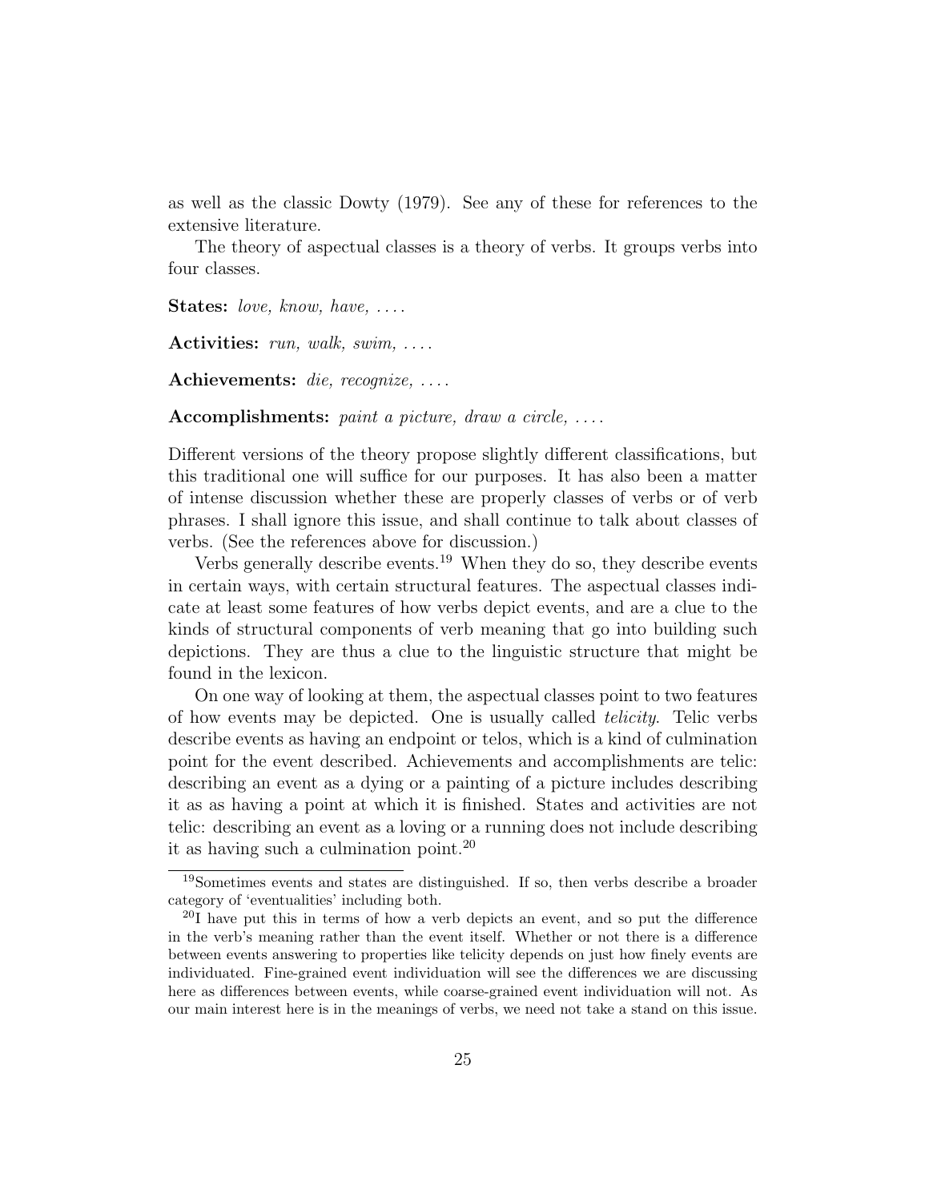as well as the classic Dowty (1979). See any of these for references to the extensive literature.

The theory of aspectual classes is a theory of verbs. It groups verbs into four classes.

**States:** *love, know, have, . . . .*

**Activities:** *run, walk, swim, . . . .*

**Achievements:** *die, recognize, . . . .*

**Accomplishments:** *paint a picture, draw a circle, . . . .*

Different versions of the theory propose slightly different classifications, but this traditional one will suffice for our purposes. It has also been a matter of intense discussion whether these are properly classes of verbs or of verb phrases. I shall ignore this issue, and shall continue to talk about classes of verbs. (See the references above for discussion.)

Verbs generally describe events.[19] When they do so, they describe events in certain ways, with certain structural features. The aspectual classes indicate at least some features of how verbs depict events, and are a clue to the kinds of structural components of verb meaning that go into building such depictions. They are thus a clue to the linguistic structure that might be found in the lexicon.

On one way of looking at them, the aspectual classes point to two features of how events may be depicted. One is usually called *telicity*. Telic verbs describe events as having an endpoint or telos, which is a kind of culmination point for the event described. Achievements and accomplishments are telic: describing an event as a dying or a painting of a picture includes describing it as as having a point at which it is finished. States and activities are not telic: describing an event as a loving or a running does not include describing it as having such a culmination point.[20]

[19]Sometimes events and states are distinguished. If so, then verbs describe a broader category of 'eventualities' including both.

[20]I have put this in terms of how a verb depicts an event, and so put the difference in the verb's meaning rather than the event itself. Whether or not there is a difference between events answering to properties like telicity depends on just how finely events are individuated. Fine-grained event individuation will see the differences we are discussing here as differences between events, while coarse-grained event individuation will not. As our main interest here is in the meanings of verbs, we need not take a stand on this issue.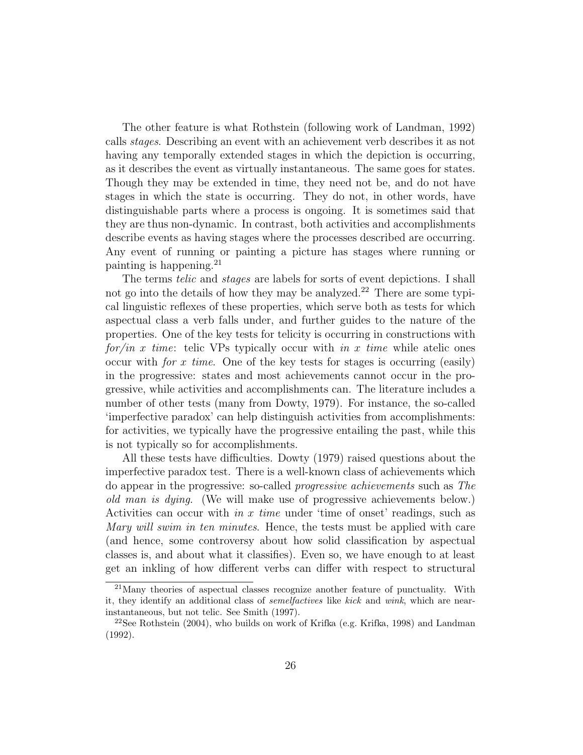The other feature is what Rothstein (following work of Landman, 1992) calls *stages*. Describing an event with an achievement verb describes it as not having any temporally extended stages in which the depiction is occurring, as it describes the event as virtually instantaneous. The same goes for states. Though they may be extended in time, they need not be, and do not have stages in which the state is occurring. They do not, in other words, have distinguishable parts where a process is ongoing. It is sometimes said that they are thus non-dynamic. In contrast, both activities and accomplishments describe events as having stages where the processes described are occurring. Any event of running or painting a picture has stages where running or painting is happening.[21]

The terms *telic* and *stages* are labels for sorts of event depictions. I shall not go into the details of how they may be analyzed.[22] There are some typical linguistic reflexes of these properties, which serve both as tests for which aspectual class a verb falls under, and further guides to the nature of the properties. One of the key tests for telicity is occurring in constructions with *for/in x time*: telic VPs typically occur with *in x time* while atelic ones occur with *for x time*. One of the key tests for stages is occurring (easily) in the progressive: states and most achievements cannot occur in the progressive, while activities and accomplishments can. The literature includes a number of other tests (many from Dowty, 1979). For instance, the so-called 'imperfective paradox' can help distinguish activities from accomplishments: for activities, we typically have the progressive entailing the past, while this is not typically so for accomplishments.

All these tests have difficulties. Dowty (1979) raised questions about the imperfective paradox test. There is a well-known class of achievements which do appear in the progressive: so-called *progressive achievements* such as *The old man is dying*. (We will make use of progressive achievements below.) Activities can occur with *in x time* under 'time of onset' readings, such as *Mary will swim in ten minutes*. Hence, the tests must be applied with care (and hence, some controversy about how solid classification by aspectual classes is, and about what it classifies). Even so, we have enough to at least get an inkling of how different verbs can differ with respect to structural

---

[21]Many theories of aspectual classes recognize another feature of punctuality. With it, they identify an additional class of *semelfactives* like *kick* and *wink*, which are near-instantaneous, but not telic. See Smith (1997).

[22]See Rothstein (2004), who builds on work of Krifka (e.g. Krifka, 1998) and Landman (1992).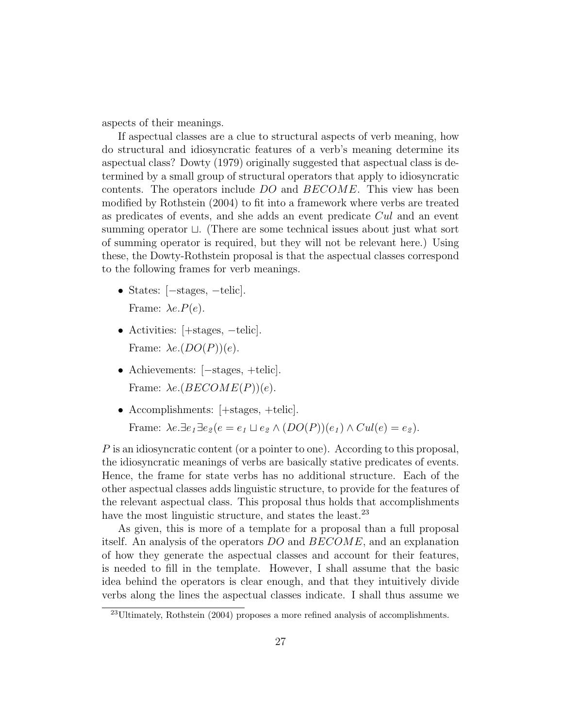aspects of their meanings.

If aspectual classes are a clue to structural aspects of verb meaning, how do structural and idiosyncratic features of a verb's meaning determine its aspectual class? Dowty (1979) originally suggested that aspectual class is determined by a small group of structural operators that apply to idiosyncratic contents. The operators include $DO$ and $BECOME$. This view has been modified by Rothstein (2004) to fit into a framework where verbs are treated as predicates of events, and she adds an event predicate $Cul$ and an event summing operator $\sqcup$. (There are some technical issues about just what sort of summing operator is required, but they will not be relevant here.) Using these, the Dowty-Rothstein proposal is that the aspectual classes correspond to the following frames for verb meanings.

- States: [−stages, −telic].
  Frame: $\lambda e.P(e)$.
- Activities: [+stages, −telic].
  Frame: $\lambda e.(DO(P))(e)$.
- Achievements: [−stages, +telic].
  Frame: $\lambda e.(BECOME(P))(e)$.
- Accomplishments: [+stages, +telic].
  Frame: $\lambda e.\exists e_1 \exists e_2 (e = e_1 \sqcup e_2 \wedge (DO(P))(e_1) \wedge Cul(e) = e_2)$.

$P$ is an idiosyncratic content (or a pointer to one). According to this proposal, the idiosyncratic meanings of verbs are basically stative predicates of events. Hence, the frame for state verbs has no additional structure. Each of the other aspectual classes adds linguistic structure, to provide for the features of the relevant aspectual class. This proposal thus holds that accomplishments have the most linguistic structure, and states the least.[23]

As given, this is more of a template for a proposal than a full proposal itself. An analysis of the operators $DO$ and $BECOME$, and an explanation of how they generate the aspectual classes and account for their features, is needed to fill in the template. However, I shall assume that the basic idea behind the operators is clear enough, and that they intuitively divide verbs along the lines the aspectual classes indicate. I shall thus assume we

[23] Ultimately, Rothstein (2004) proposes a more refined analysis of accomplishments.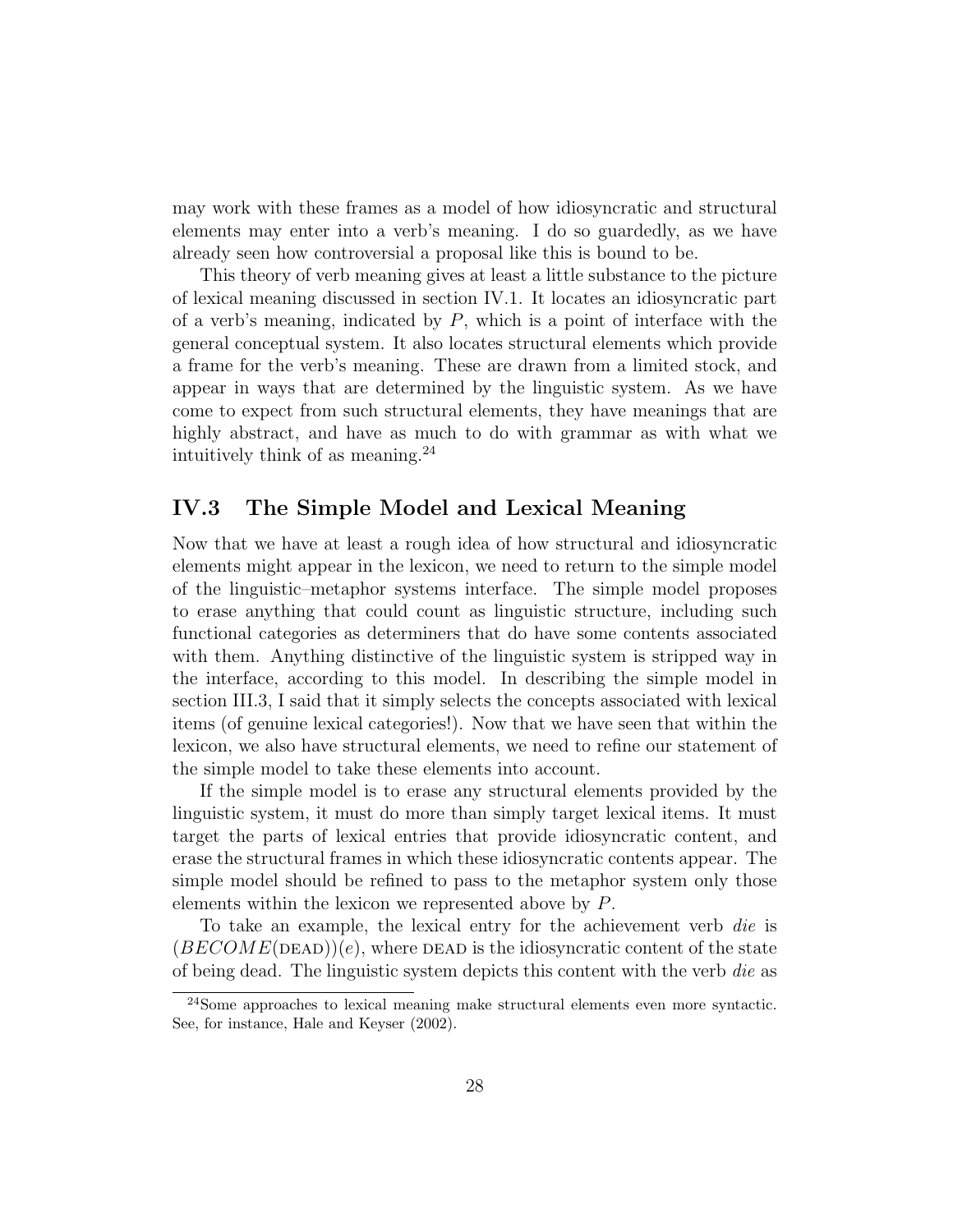may work with these frames as a model of how idiosyncratic and structural elements may enter into a verb's meaning. I do so guardedly, as we have already seen how controversial a proposal like this is bound to be.

This theory of verb meaning gives at least a little substance to the picture of lexical meaning discussed in section IV.1. It locates an idiosyncratic part of a verb's meaning, indicated by $P$, which is a point of interface with the general conceptual system. It also locates structural elements which provide a frame for the verb's meaning. These are drawn from a limited stock, and appear in ways that are determined by the linguistic system. As we have come to expect from such structural elements, they have meanings that are highly abstract, and have as much to do with grammar as with what we intuitively think of as meaning.[24]

## IV.3 The Simple Model and Lexical Meaning

Now that we have at least a rough idea of how structural and idiosyncratic elements might appear in the lexicon, we need to return to the simple model of the linguistic–metaphor systems interface. The simple model proposes to erase anything that could count as linguistic structure, including such functional categories as determiners that do have some contents associated with them. Anything distinctive of the linguistic system is stripped way in the interface, according to this model. In describing the simple model in section III.3, I said that it simply selects the concepts associated with lexical items (of genuine lexical categories!). Now that we have seen that within the lexicon, we also have structural elements, we need to refine our statement of the simple model to take these elements into account.

If the simple model is to erase any structural elements provided by the linguistic system, it must do more than simply target lexical items. It must target the parts of lexical entries that provide idiosyncratic content, and erase the structural frames in which these idiosyncratic contents appear. The simple model should be refined to pass to the metaphor system only those elements within the lexicon we represented above by $P$.

To take an example, the lexical entry for the achievement verb *die* is $(BECOME(\textsc{dead}))(e)$, where DEAD is the idiosyncratic content of the state of being dead. The linguistic system depicts this content with the verb *die* as

[24] Some approaches to lexical meaning make structural elements even more syntactic. See, for instance, Hale and Keyser (2002).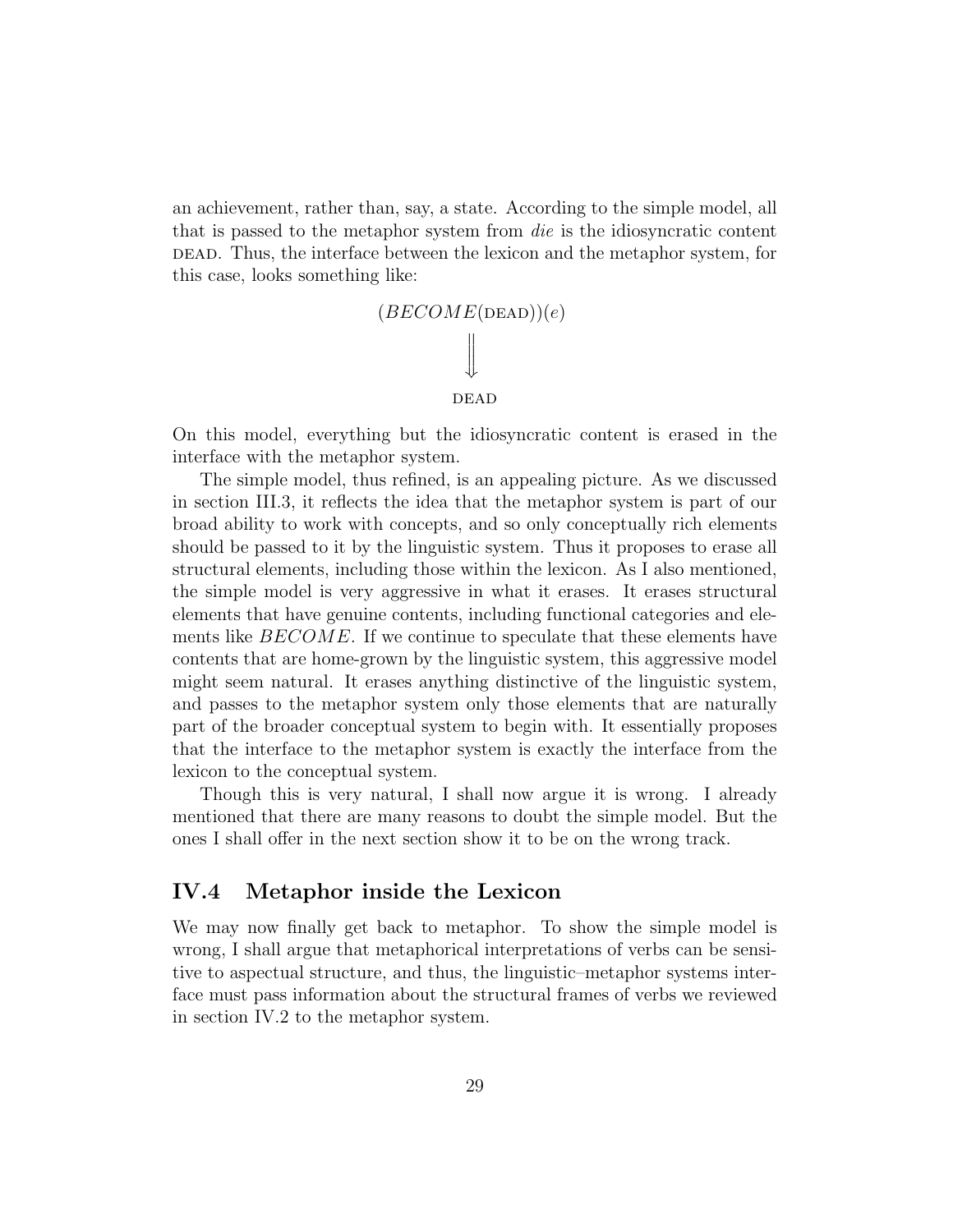an achievement, rather than, say, a state. According to the simple model, all that is passed to the metaphor system from *die* is the idiosyncratic content DEAD. Thus, the interface between the lexicon and the metaphor system, for this case, looks something like:

$$(BECOME(\textsc{dead}))(e)$$
$$\Downarrow$$
$$\textsc{dead}$$

On this model, everything but the idiosyncratic content is erased in the interface with the metaphor system.

The simple model, thus refined, is an appealing picture. As we discussed in section III.3, it reflects the idea that the metaphor system is part of our broad ability to work with concepts, and so only conceptually rich elements should be passed to it by the linguistic system. Thus it proposes to erase all structural elements, including those within the lexicon. As I also mentioned, the simple model is very aggressive in what it erases. It erases structural elements that have genuine contents, including functional categories and elements like $BECOME$. If we continue to speculate that these elements have contents that are home-grown by the linguistic system, this aggressive model might seem natural. It erases anything distinctive of the linguistic system, and passes to the metaphor system only those elements that are naturally part of the broader conceptual system to begin with. It essentially proposes that the interface to the metaphor system is exactly the interface from the lexicon to the conceptual system.

Though this is very natural, I shall now argue it is wrong. I already mentioned that there are many reasons to doubt the simple model. But the ones I shall offer in the next section show it to be on the wrong track.

## IV.4 Metaphor inside the Lexicon

We may now finally get back to metaphor. To show the simple model is wrong, I shall argue that metaphorical interpretations of verbs can be sensitive to aspectual structure, and thus, the linguistic–metaphor systems interface must pass information about the structural frames of verbs we reviewed in section IV.2 to the metaphor system.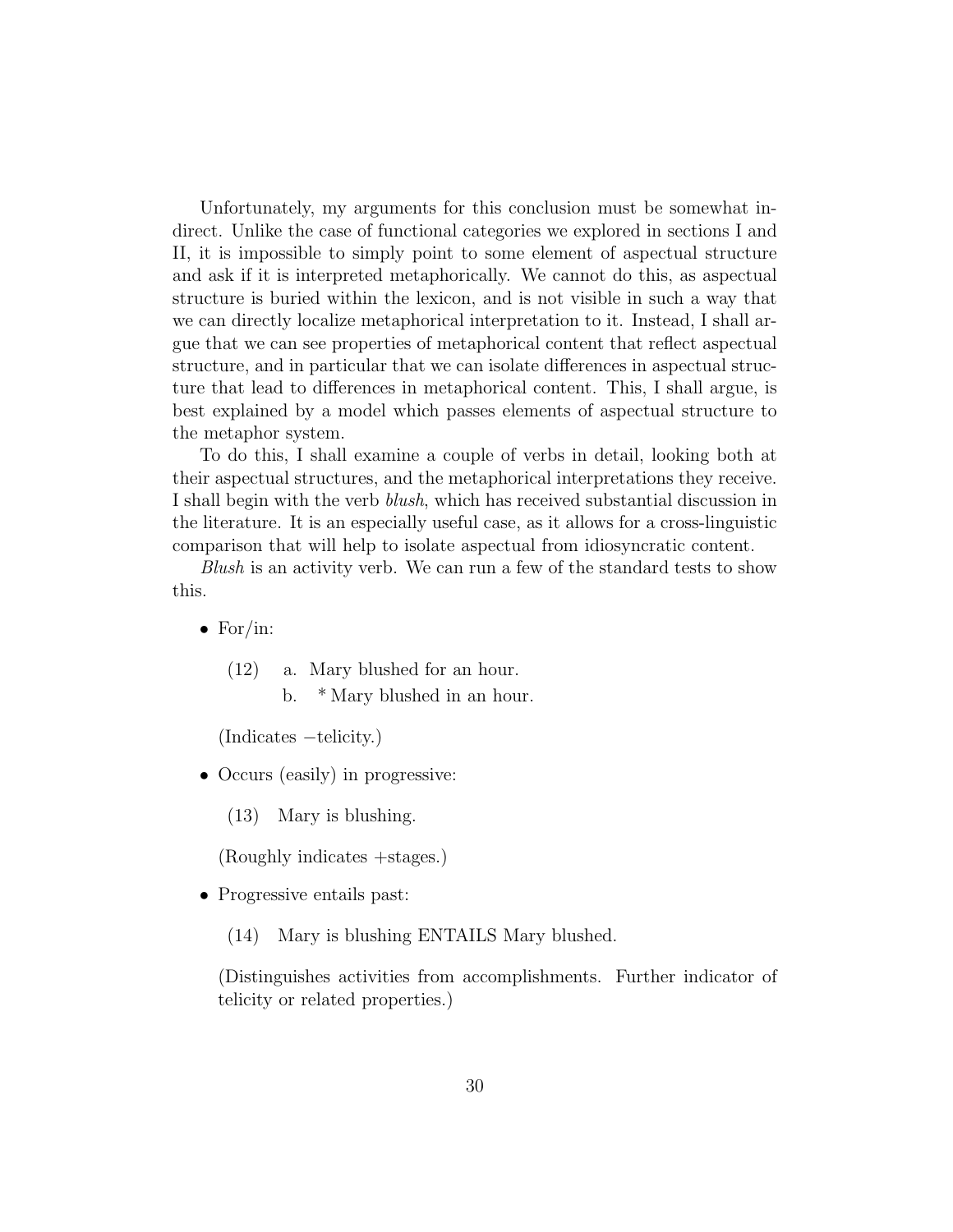Unfortunately, my arguments for this conclusion must be somewhat indirect. Unlike the case of functional categories we explored in sections I and II, it is impossible to simply point to some element of aspectual structure and ask if it is interpreted metaphorically. We cannot do this, as aspectual structure is buried within the lexicon, and is not visible in such a way that we can directly localize metaphorical interpretation to it. Instead, I shall argue that we can see properties of metaphorical content that reflect aspectual structure, and in particular that we can isolate differences in aspectual structure that lead to differences in metaphorical content. This, I shall argue, is best explained by a model which passes elements of aspectual structure to the metaphor system.

To do this, I shall examine a couple of verbs in detail, looking both at their aspectual structures, and the metaphorical interpretations they receive. I shall begin with the verb *blush*, which has received substantial discussion in the literature. It is an especially useful case, as it allows for a cross-linguistic comparison that will help to isolate aspectual from idiosyncratic content.

*Blush* is an activity verb. We can run a few of the standard tests to show this.

- For/in:

  (12) a. Mary blushed for an hour.
  
  b. * Mary blushed in an hour.

  (Indicates −telicity.)

- Occurs (easily) in progressive:

  (13) Mary is blushing.

  (Roughly indicates +stages.)

- Progressive entails past:

  (14) Mary is blushing ENTAILS Mary blushed.

  (Distinguishes activities from accomplishments. Further indicator of telicity or related properties.)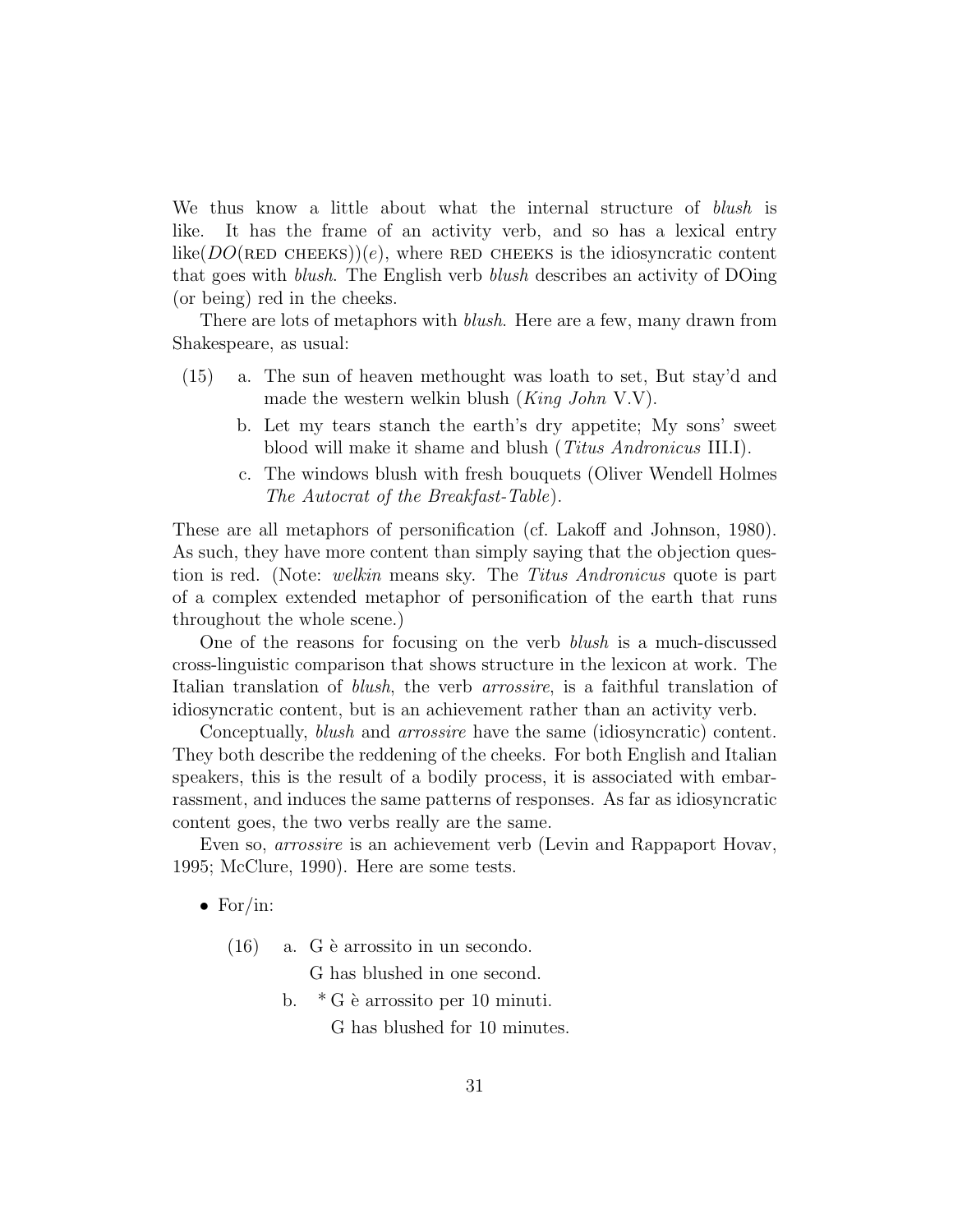We thus know a little about what the internal structure of *blush* is like. It has the frame of an activity verb, and so has a lexical entry like($DO$(RED CHEEKS))($e$), where RED CHEEKS is the idiosyncratic content that goes with *blush*. The English verb *blush* describes an activity of DOing (or being) red in the cheeks.

There are lots of metaphors with *blush*. Here are a few, many drawn from Shakespeare, as usual:

(15)
a. The sun of heaven methought was loath to set, But stay'd and made the western welkin blush (*King John* V.V).

b. Let my tears stanch the earth's dry appetite; My sons' sweet blood will make it shame and blush (*Titus Andronicus* III.I).

c. The windows blush with fresh bouquets (Oliver Wendell Holmes *The Autocrat of the Breakfast-Table*).

These are all metaphors of personification (cf. Lakoff and Johnson, 1980). As such, they have more content than simply saying that the objection question is red. (Note: *welkin* means sky. The *Titus Andronicus* quote is part of a complex extended metaphor of personification of the earth that runs throughout the whole scene.)

One of the reasons for focusing on the verb *blush* is a much-discussed cross-linguistic comparison that shows structure in the lexicon at work. The Italian translation of *blush*, the verb *arrossire*, is a faithful translation of idiosyncratic content, but is an achievement rather than an activity verb.

Conceptually, *blush* and *arrossire* have the same (idiosyncratic) content. They both describe the reddening of the cheeks. For both English and Italian speakers, this is the result of a bodily process, it is associated with embarrassment, and induces the same patterns of responses. As far as idiosyncratic content goes, the two verbs really are the same.

Even so, *arrossire* is an achievement verb (Levin and Rappaport Hovav, 1995; McClure, 1990). Here are some tests.

- For/in:

  (16)
  a. G è arrossito in un secondo.
     G has blushed in one second.

  b. * G è arrossito per 10 minuti.
     G has blushed for 10 minutes.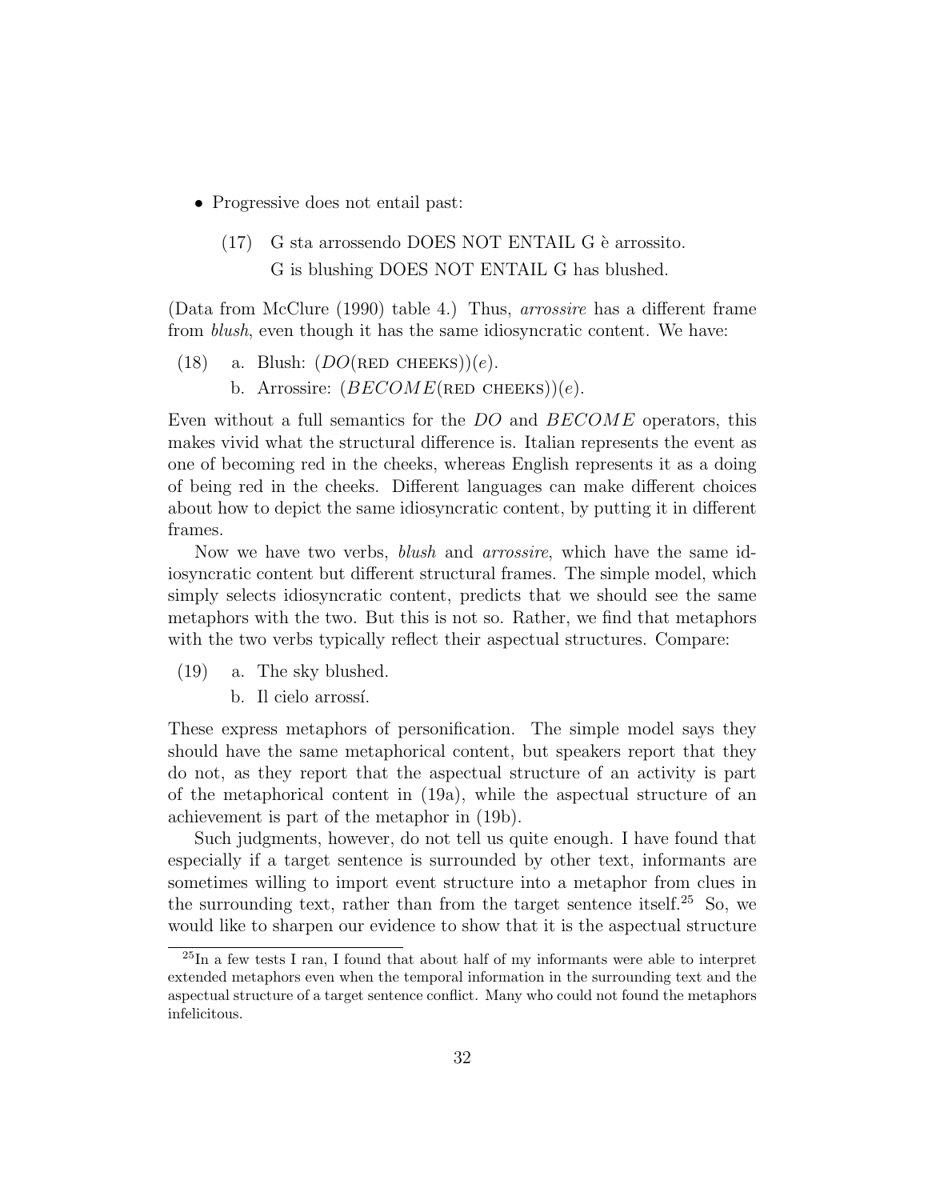- Progressive does not entail past:

  (17) G sta arrossendo DOES NOT ENTAIL G è arrossito.
  G is blushing DOES NOT ENTAIL G has blushed.

(Data from McClure (1990) table 4.) Thus, *arrossire* has a different frame from *blush*, even though it has the same idiosyncratic content. We have:

(18) a. Blush: $(DO(\text{RED CHEEKS}))(e)$.
b. Arrossire: $(BECOME(\text{RED CHEEKS}))(e)$.

Even without a full semantics for the $DO$ and $BECOME$ operators, this makes vivid what the structural difference is. Italian represents the event as one of becoming red in the cheeks, whereas English represents it as a doing of being red in the cheeks. Different languages can make different choices about how to depict the same idiosyncratic content, by putting it in different frames.

Now we have two verbs, *blush* and *arrossire*, which have the same idiosyncratic content but different structural frames. The simple model, which simply selects idiosyncratic content, predicts that we should see the same metaphors with the two. But this is not so. Rather, we find that metaphors with the two verbs typically reflect their aspectual structures. Compare:

(19) a. The sky blushed.
b. Il cielo arrossí.

These express metaphors of personification. The simple model says they should have the same metaphorical content, but speakers report that they do not, as they report that the aspectual structure of an activity is part of the metaphorical content in (19a), while the aspectual structure of an achievement is part of the metaphor in (19b).

Such judgments, however, do not tell us quite enough. I have found that especially if a target sentence is surrounded by other text, informants are sometimes willing to import event structure into a metaphor from clues in the surrounding text, rather than from the target sentence itself.[25] So, we would like to sharpen our evidence to show that it is the aspectual structure

[25] In a few tests I ran, I found that about half of my informants were able to interpret extended metaphors even when the temporal information in the surrounding text and the aspectual structure of a target sentence conflict. Many who could not found the metaphors infelicitous.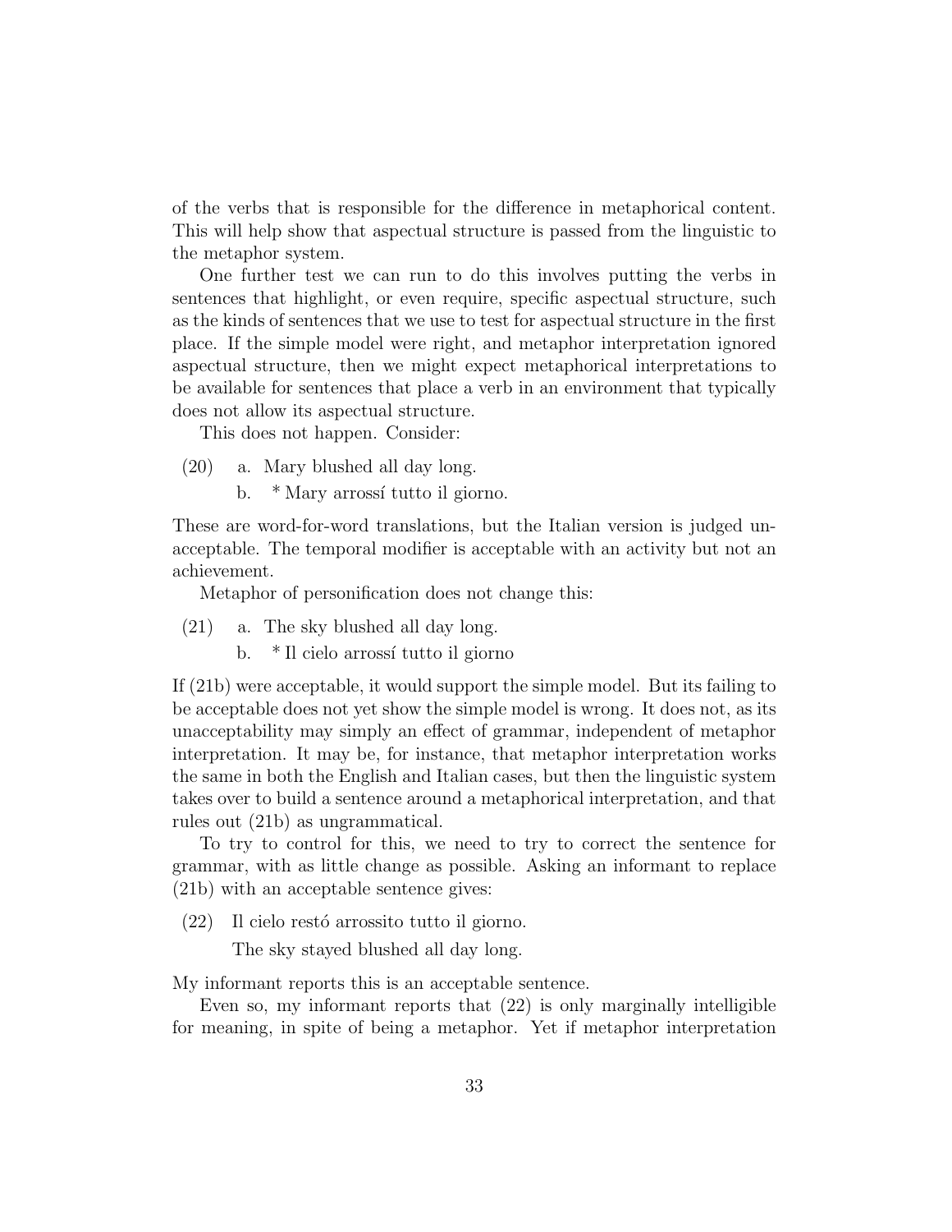of the verbs that is responsible for the difference in metaphorical content. This will help show that aspectual structure is passed from the linguistic to the metaphor system.

One further test we can run to do this involves putting the verbs in sentences that highlight, or even require, specific aspectual structure, such as the kinds of sentences that we use to test for aspectual structure in the first place. If the simple model were right, and metaphor interpretation ignored aspectual structure, then we might expect metaphorical interpretations to be available for sentences that place a verb in an environment that typically does not allow its aspectual structure.

This does not happen. Consider:

(20) a. Mary blushed all day long.
   b. * Mary arrossí tutto il giorno.

These are word-for-word translations, but the Italian version is judged unacceptable. The temporal modifier is acceptable with an activity but not an achievement.

Metaphor of personification does not change this:

(21) a. The sky blushed all day long.
   b. * Il cielo arrossí tutto il giorno

If (21b) were acceptable, it would support the simple model. But its failing to be acceptable does not yet show the simple model is wrong. It does not, as its unacceptability may simply an effect of grammar, independent of metaphor interpretation. It may be, for instance, that metaphor interpretation works the same in both the English and Italian cases, but then the linguistic system takes over to build a sentence around a metaphorical interpretation, and that rules out (21b) as ungrammatical.

To try to control for this, we need to try to correct the sentence for grammar, with as little change as possible. Asking an informant to replace (21b) with an acceptable sentence gives:

(22) Il cielo restó arrossito tutto il giorno.
   The sky stayed blushed all day long.

My informant reports this is an acceptable sentence.

Even so, my informant reports that (22) is only marginally intelligible for meaning, in spite of being a metaphor. Yet if metaphor interpretation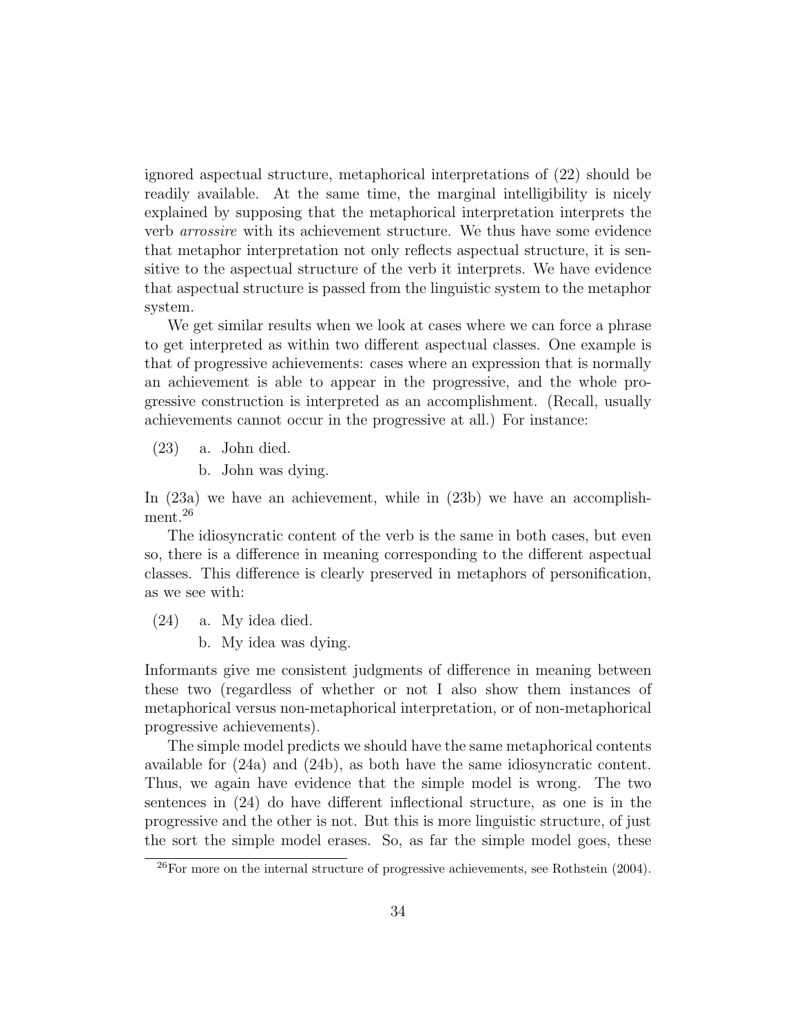ignored aspectual structure, metaphorical interpretations of (22) should be readily available. At the same time, the marginal intelligibility is nicely explained by supposing that the metaphorical interpretation interprets the verb *arrossire* with its achievement structure. We thus have some evidence that metaphor interpretation not only reflects aspectual structure, it is sensitive to the aspectual structure of the verb it interprets. We have evidence that aspectual structure is passed from the linguistic system to the metaphor system.

We get similar results when we look at cases where we can force a phrase to get interpreted as within two different aspectual classes. One example is that of progressive achievements: cases where an expression that is normally an achievement is able to appear in the progressive, and the whole progressive construction is interpreted as an accomplishment. (Recall, usually achievements cannot occur in the progressive at all.) For instance:

(23) a. John died.

b. John was dying.

In (23a) we have an achievement, while in (23b) we have an accomplishment.[26]

The idiosyncratic content of the verb is the same in both cases, but even so, there is a difference in meaning corresponding to the different aspectual classes. This difference is clearly preserved in metaphors of personification, as we see with:

(24) a. My idea died.

b. My idea was dying.

Informants give me consistent judgments of difference in meaning between these two (regardless of whether or not I also show them instances of metaphorical versus non-metaphorical interpretation, or of non-metaphorical progressive achievements).

The simple model predicts we should have the same metaphorical contents available for (24a) and (24b), as both have the same idiosyncratic content. Thus, we again have evidence that the simple model is wrong. The two sentences in (24) do have different inflectional structure, as one is in the progressive and the other is not. But this is more linguistic structure, of just the sort the simple model erases. So, as far the simple model goes, these

[26] For more on the internal structure of progressive achievements, see Rothstein (2004).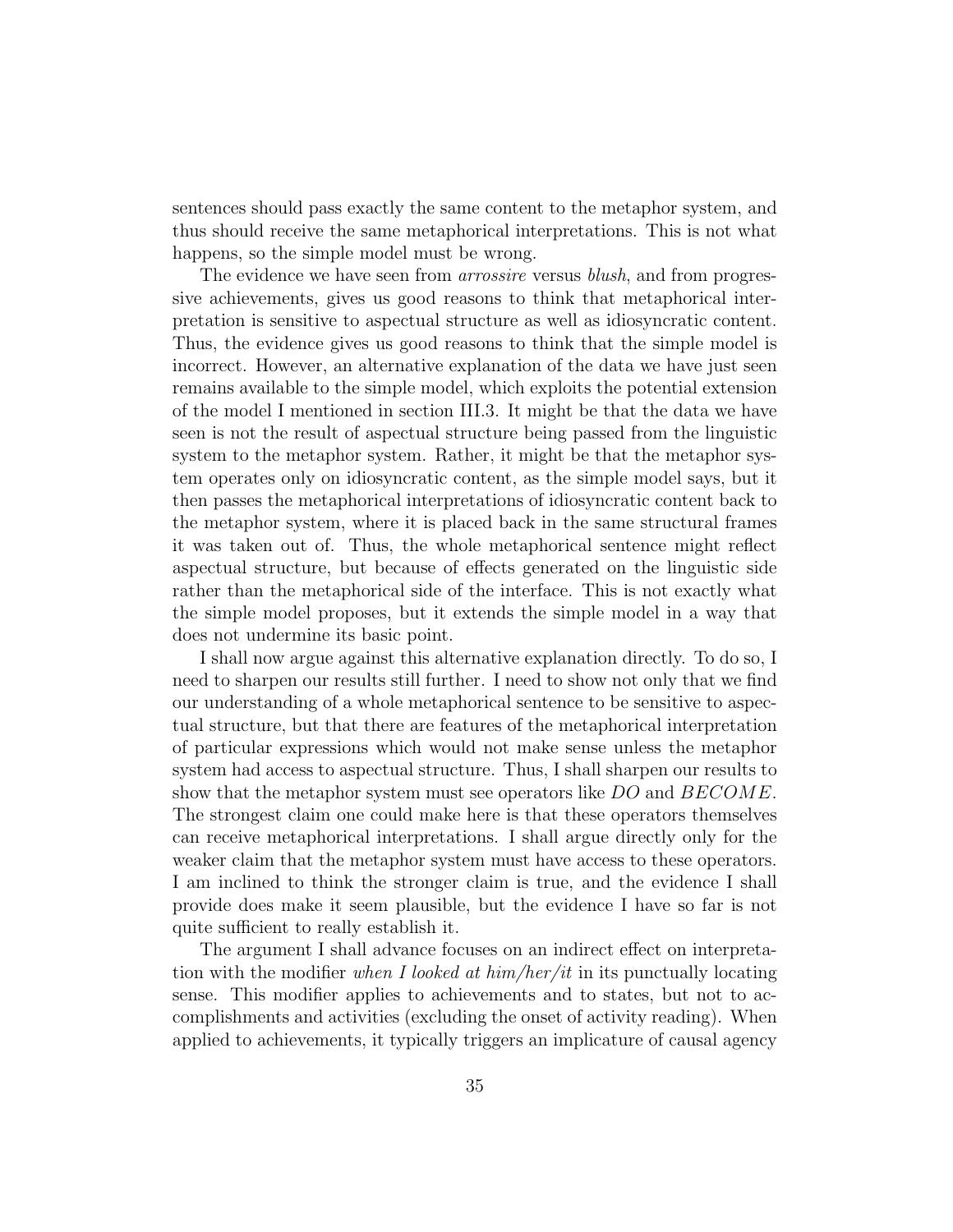sentences should pass exactly the same content to the metaphor system, and thus should receive the same metaphorical interpretations. This is not what happens, so the simple model must be wrong.

The evidence we have seen from *arrossire* versus *blush*, and from progressive achievements, gives us good reasons to think that metaphorical interpretation is sensitive to aspectual structure as well as idiosyncratic content. Thus, the evidence gives us good reasons to think that the simple model is incorrect. However, an alternative explanation of the data we have just seen remains available to the simple model, which exploits the potential extension of the model I mentioned in section III.3. It might be that the data we have seen is not the result of aspectual structure being passed from the linguistic system to the metaphor system. Rather, it might be that the metaphor system operates only on idiosyncratic content, as the simple model says, but it then passes the metaphorical interpretations of idiosyncratic content back to the metaphor system, where it is placed back in the same structural frames it was taken out of. Thus, the whole metaphorical sentence might reflect aspectual structure, but because of effects generated on the linguistic side rather than the metaphorical side of the interface. This is not exactly what the simple model proposes, but it extends the simple model in a way that does not undermine its basic point.

I shall now argue against this alternative explanation directly. To do so, I need to sharpen our results still further. I need to show not only that we find our understanding of a whole metaphorical sentence to be sensitive to aspectual structure, but that there are features of the metaphorical interpretation of particular expressions which would not make sense unless the metaphor system had access to aspectual structure. Thus, I shall sharpen our results to show that the metaphor system must see operators like $DO$ and $BECOME$. The strongest claim one could make here is that these operators themselves can receive metaphorical interpretations. I shall argue directly only for the weaker claim that the metaphor system must have access to these operators. I am inclined to think the stronger claim is true, and the evidence I shall provide does make it seem plausible, but the evidence I have so far is not quite sufficient to really establish it.

The argument I shall advance focuses on an indirect effect on interpretation with the modifier *when I looked at him/her/it* in its punctually locating sense. This modifier applies to achievements and to states, but not to accomplishments and activities (excluding the onset of activity reading). When applied to achievements, it typically triggers an implicature of causal agency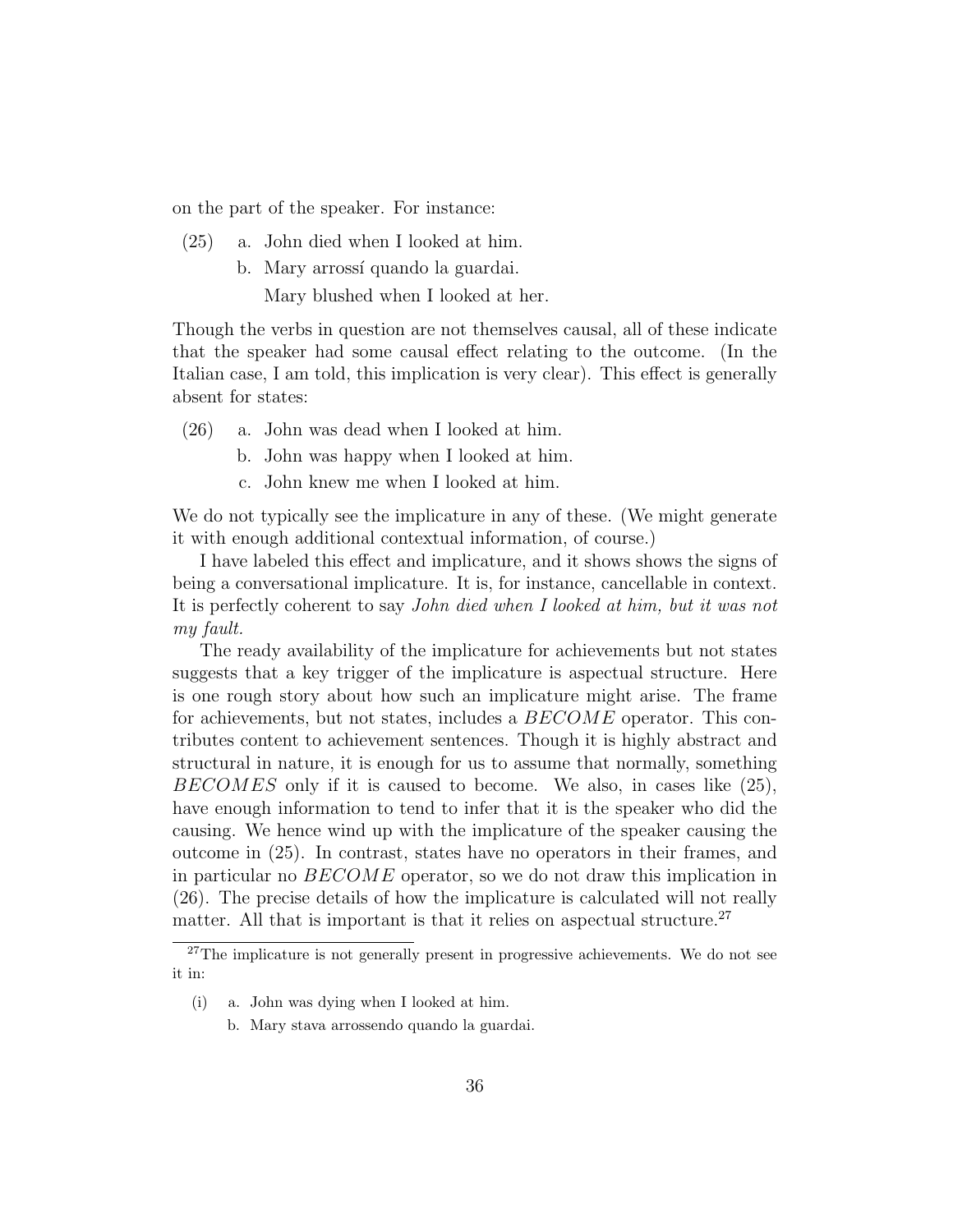on the part of the speaker. For instance:

(25) a. John died when I looked at him.
  b. Mary arrossí quando la guardai.
   Mary blushed when I looked at her.

Though the verbs in question are not themselves causal, all of these indicate that the speaker had some causal effect relating to the outcome. (In the Italian case, I am told, this implication is very clear). This effect is generally absent for states:

(26) a. John was dead when I looked at him.
  b. John was happy when I looked at him.
  c. John knew me when I looked at him.

We do not typically see the implicature in any of these. (We might generate it with enough additional contextual information, of course.)

I have labeled this effect and implicature, and it shows shows the signs of being a conversational implicature. It is, for instance, cancellable in context. It is perfectly coherent to say *John died when I looked at him, but it was not my fault.*

The ready availability of the implicature for achievements but not states suggests that a key trigger of the implicature is aspectual structure. Here is one rough story about how such an implicature might arise. The frame for achievements, but not states, includes a *BECOME* operator. This contributes content to achievement sentences. Though it is highly abstract and structural in nature, it is enough for us to assume that normally, something *BECOMES* only if it is caused to become. We also, in cases like (25), have enough information to tend to infer that it is the speaker who did the causing. We hence wind up with the implicature of the speaker causing the outcome in (25). In contrast, states have no operators in their frames, and in particular no *BECOME* operator, so we do not draw this implication in (26). The precise details of how the implicature is calculated will not really matter. All that is important is that it relies on aspectual structure.[27]

---

[27] The implicature is not generally present in progressive achievements. We do not see it in:

(i) a. John was dying when I looked at him.
  b. Mary stava arrossendo quando la guardai.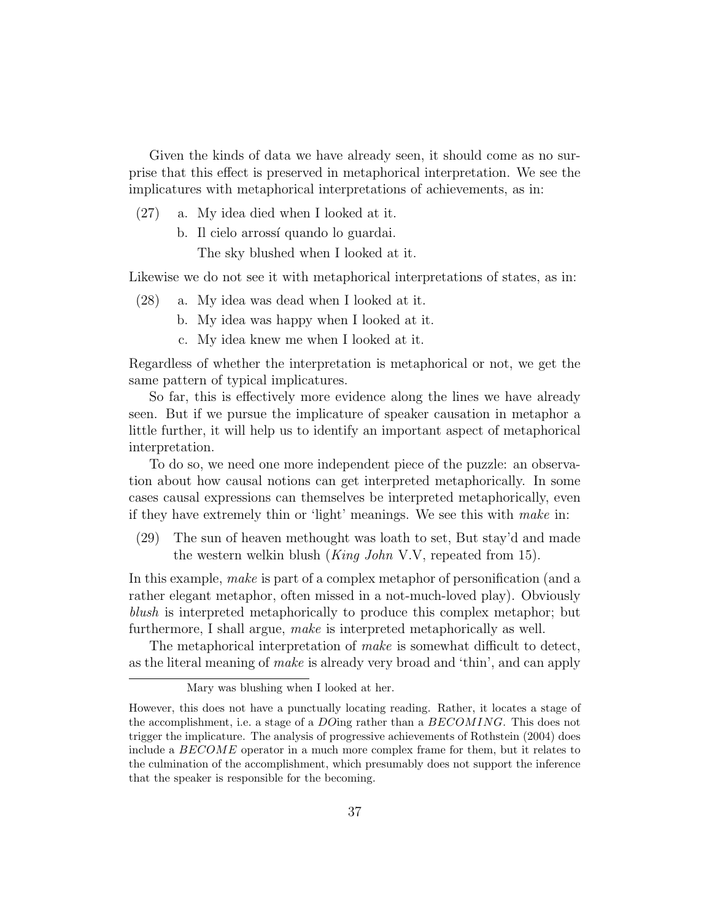Given the kinds of data we have already seen, it should come as no surprise that this effect is preserved in metaphorical interpretation. We see the implicatures with metaphorical interpretations of achievements, as in:

(27) a. My idea died when I looked at it.
  b. Il cielo arrossí quando lo guardai.
    The sky blushed when I looked at it.

Likewise we do not see it with metaphorical interpretations of states, as in:

(28) a. My idea was dead when I looked at it.
  b. My idea was happy when I looked at it.
  c. My idea knew me when I looked at it.

Regardless of whether the interpretation is metaphorical or not, we get the same pattern of typical implicatures.

So far, this is effectively more evidence along the lines we have already seen. But if we pursue the implicature of speaker causation in metaphor a little further, it will help us to identify an important aspect of metaphorical interpretation.

To do so, we need one more independent piece of the puzzle: an observation about how causal notions can get interpreted metaphorically. In some cases causal expressions can themselves be interpreted metaphorically, even if they have extremely thin or 'light' meanings. We see this with *make* in:

(29) The sun of heaven methought was loath to set, But stay'd and made the western welkin blush (*King John* V.V, repeated from 15).

In this example, *make* is part of a complex metaphor of personification (and a rather elegant metaphor, often missed in a not-much-loved play). Obviously *blush* is interpreted metaphorically to produce this complex metaphor; but furthermore, I shall argue, *make* is interpreted metaphorically as well.

The metaphorical interpretation of *make* is somewhat difficult to detect, as the literal meaning of *make* is already very broad and 'thin', and can apply

---

Mary was blushing when I looked at her.

However, this does not have a punctually locating reading. Rather, it locates a stage of the accomplishment, i.e. a stage of a *DO*ing rather than a *BECOMING*. This does not trigger the implicature. The analysis of progressive achievements of Rothstein (2004) does include a *BECOME* operator in a much more complex frame for them, but it relates to the culmination of the accomplishment, which presumably does not support the inference that the speaker is responsible for the becoming.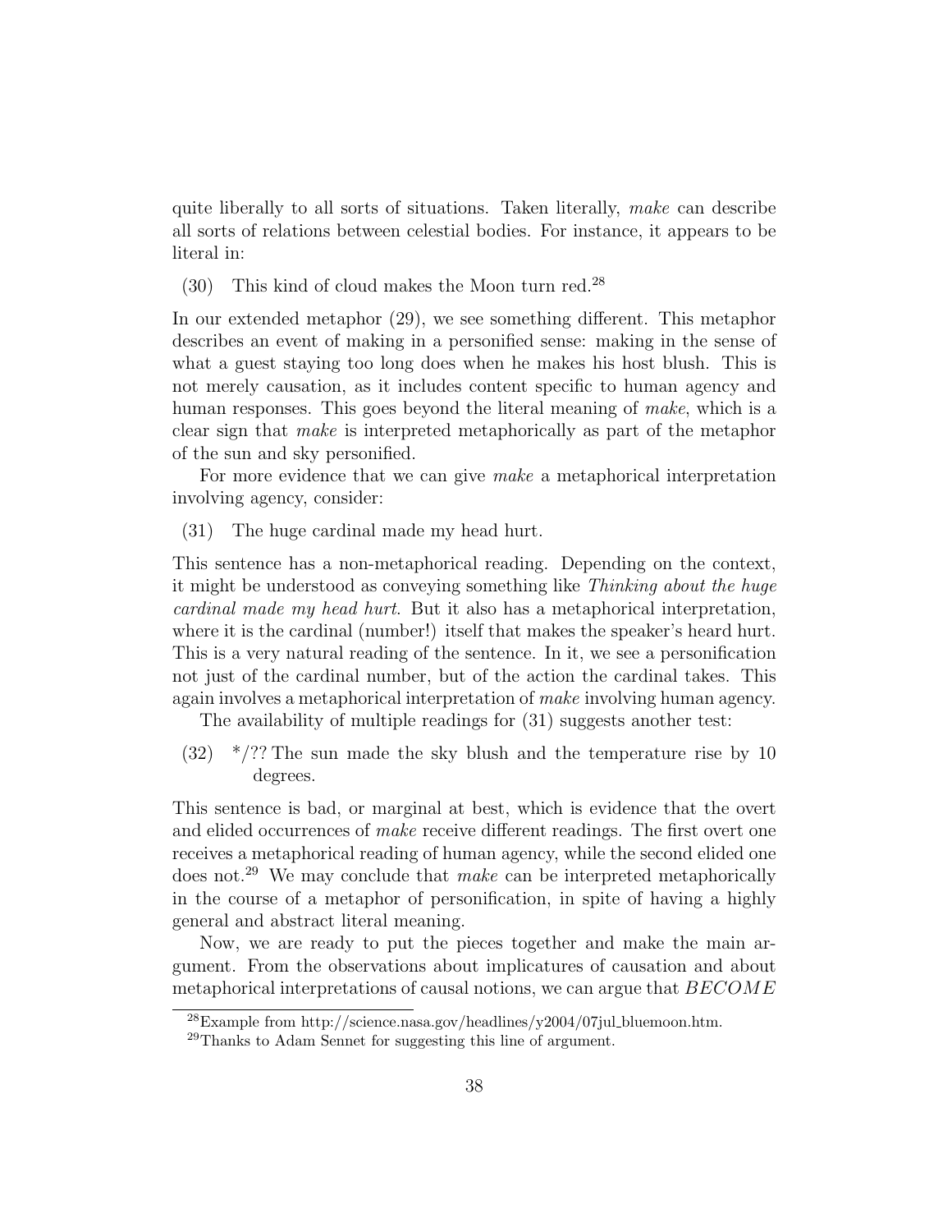quite liberally to all sorts of situations. Taken literally, *make* can describe all sorts of relations between celestial bodies. For instance, it appears to be literal in:

(30) This kind of cloud makes the Moon turn red.[28]

In our extended metaphor (29), we see something different. This metaphor describes an event of making in a personified sense: making in the sense of what a guest staying too long does when he makes his host blush. This is not merely causation, as it includes content specific to human agency and human responses. This goes beyond the literal meaning of *make*, which is a clear sign that *make* is interpreted metaphorically as part of the metaphor of the sun and sky personified.

For more evidence that we can give *make* a metaphorical interpretation involving agency, consider:

(31) The huge cardinal made my head hurt.

This sentence has a non-metaphorical reading. Depending on the context, it might be understood as conveying something like *Thinking about the huge cardinal made my head hurt*. But it also has a metaphorical interpretation, where it is the cardinal (number!) itself that makes the speaker's heard hurt. This is a very natural reading of the sentence. In it, we see a personification not just of the cardinal number, but of the action the cardinal takes. This again involves a metaphorical interpretation of *make* involving human agency.

The availability of multiple readings for (31) suggests another test:

(32) */?? The sun made the sky blush and the temperature rise by 10 degrees.

This sentence is bad, or marginal at best, which is evidence that the overt and elided occurrences of *make* receive different readings. The first overt one receives a metaphorical reading of human agency, while the second elided one does not.[29] We may conclude that *make* can be interpreted metaphorically in the course of a metaphor of personification, in spite of having a highly general and abstract literal meaning.

Now, we are ready to put the pieces together and make the main argument. From the observations about implicatures of causation and about metaphorical interpretations of causal notions, we can argue that *BECOME*

[28] Example from http://science.nasa.gov/headlines/y2004/07jul_bluemoon.htm.

[29] Thanks to Adam Sennet for suggesting this line of argument.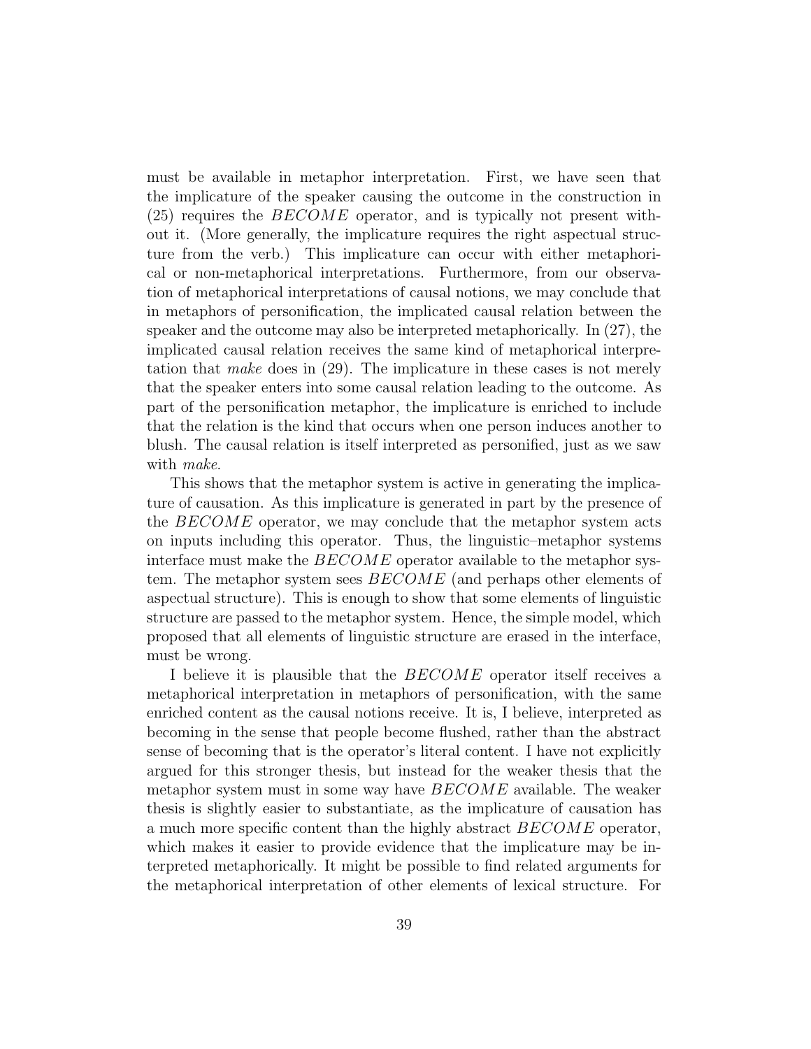must be available in metaphor interpretation. First, we have seen that the implicature of the speaker causing the outcome in the construction in (25) requires the $BECOME$ operator, and is typically not present without it. (More generally, the implicature requires the right aspectual structure from the verb.) This implicature can occur with either metaphorical or non-metaphorical interpretations. Furthermore, from our observation of metaphorical interpretations of causal notions, we may conclude that in metaphors of personification, the implicated causal relation between the speaker and the outcome may also be interpreted metaphorically. In (27), the implicated causal relation receives the same kind of metaphorical interpretation that *make* does in (29). The implicature in these cases is not merely that the speaker enters into some causal relation leading to the outcome. As part of the personification metaphor, the implicature is enriched to include that the relation is the kind that occurs when one person induces another to blush. The causal relation is itself interpreted as personified, just as we saw with *make*.

This shows that the metaphor system is active in generating the implicature of causation. As this implicature is generated in part by the presence of the $BECOME$ operator, we may conclude that the metaphor system acts on inputs including this operator. Thus, the linguistic–metaphor systems interface must make the $BECOME$ operator available to the metaphor system. The metaphor system sees $BECOME$ (and perhaps other elements of aspectual structure). This is enough to show that some elements of linguistic structure are passed to the metaphor system. Hence, the simple model, which proposed that all elements of linguistic structure are erased in the interface, must be wrong.

I believe it is plausible that the $BECOME$ operator itself receives a metaphorical interpretation in metaphors of personification, with the same enriched content as the causal notions receive. It is, I believe, interpreted as becoming in the sense that people become flushed, rather than the abstract sense of becoming that is the operator's literal content. I have not explicitly argued for this stronger thesis, but instead for the weaker thesis that the metaphor system must in some way have $BECOME$ available. The weaker thesis is slightly easier to substantiate, as the implicature of causation has a much more specific content than the highly abstract $BECOME$ operator, which makes it easier to provide evidence that the implicature may be interpreted metaphorically. It might be possible to find related arguments for the metaphorical interpretation of other elements of lexical structure. For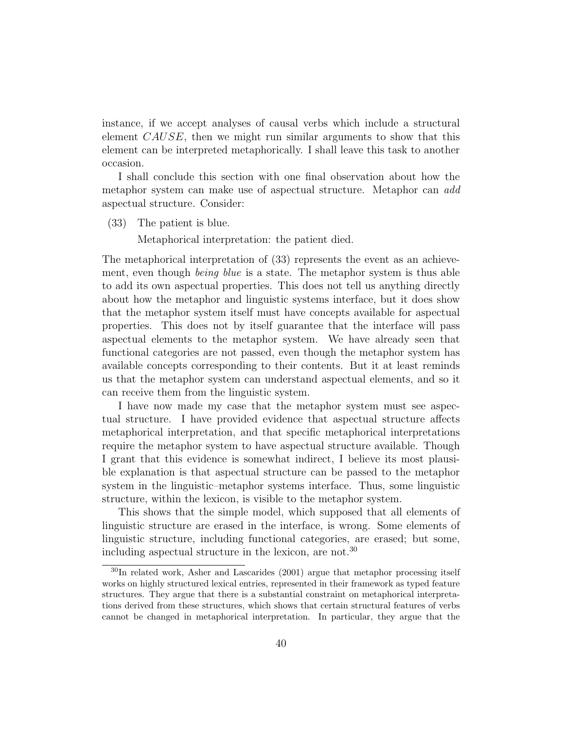instance, if we accept analyses of causal verbs which include a structural element $CAUSE$, then we might run similar arguments to show that this element can be interpreted metaphorically. I shall leave this task to another occasion.

I shall conclude this section with one final observation about how the metaphor system can make use of aspectual structure. Metaphor can *add* aspectual structure. Consider:

(33) The patient is blue.

Metaphorical interpretation: the patient died.

The metaphorical interpretation of (33) represents the event as an achievement, even though *being blue* is a state. The metaphor system is thus able to add its own aspectual properties. This does not tell us anything directly about how the metaphor and linguistic systems interface, but it does show that the metaphor system itself must have concepts available for aspectual properties. This does not by itself guarantee that the interface will pass aspectual elements to the metaphor system. We have already seen that functional categories are not passed, even though the metaphor system has available concepts corresponding to their contents. But it at least reminds us that the metaphor system can understand aspectual elements, and so it can receive them from the linguistic system.

I have now made my case that the metaphor system must see aspectual structure. I have provided evidence that aspectual structure affects metaphorical interpretation, and that specific metaphorical interpretations require the metaphor system to have aspectual structure available. Though I grant that this evidence is somewhat indirect, I believe its most plausible explanation is that aspectual structure can be passed to the metaphor system in the linguistic–metaphor systems interface. Thus, some linguistic structure, within the lexicon, is visible to the metaphor system.

This shows that the simple model, which supposed that all elements of linguistic structure are erased in the interface, is wrong. Some elements of linguistic structure, including functional categories, are erased; but some, including aspectual structure in the lexicon, are not.[30]

[30] In related work, Asher and Lascarides (2001) argue that metaphor processing itself works on highly structured lexical entries, represented in their framework as typed feature structures. They argue that there is a substantial constraint on metaphorical interpretations derived from these structures, which shows that certain structural features of verbs cannot be changed in metaphorical interpretation. In particular, they argue that the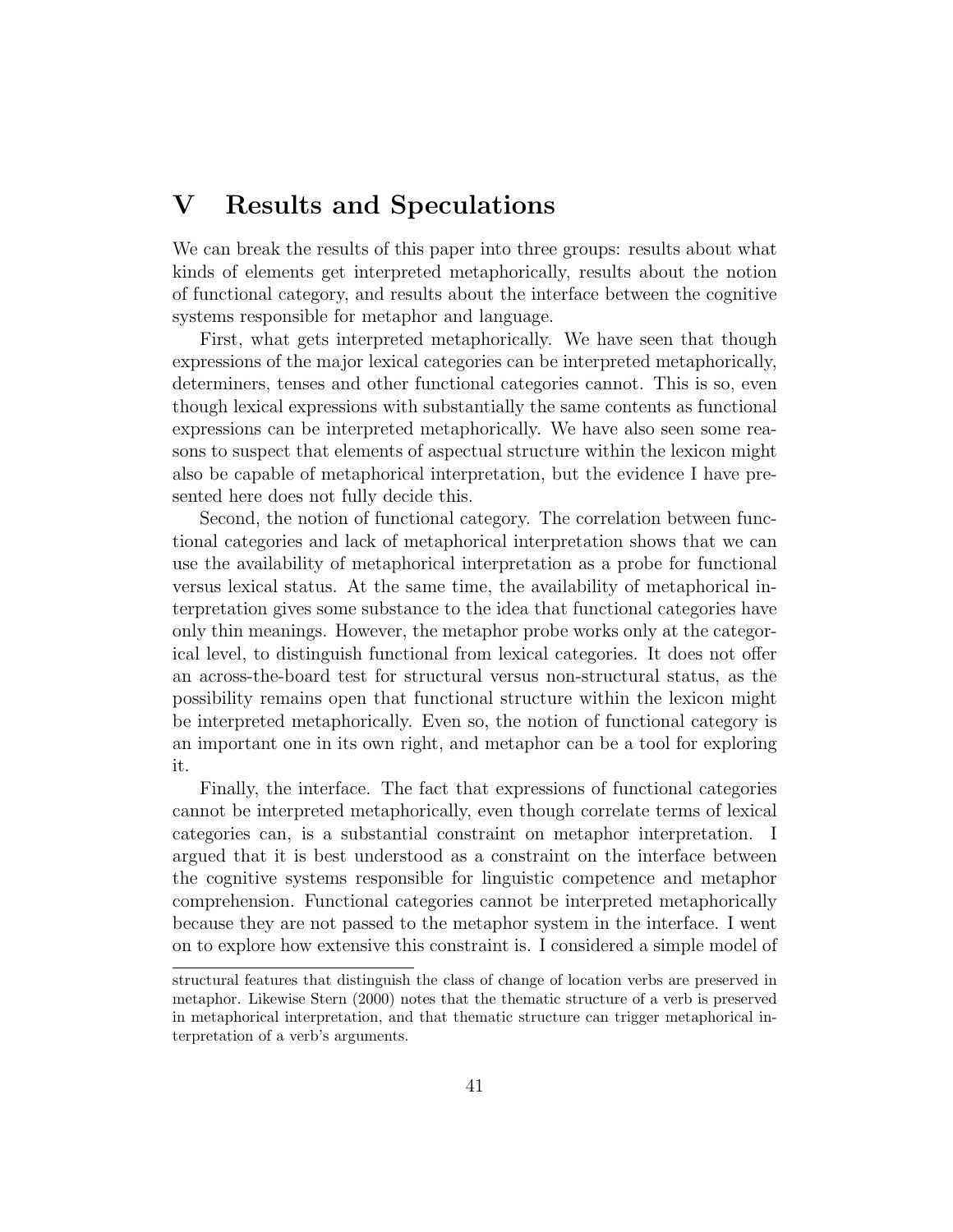# V Results and Speculations

We can break the results of this paper into three groups: results about what kinds of elements get interpreted metaphorically, results about the notion of functional category, and results about the interface between the cognitive systems responsible for metaphor and language.

First, what gets interpreted metaphorically. We have seen that though expressions of the major lexical categories can be interpreted metaphorically, determiners, tenses and other functional categories cannot. This is so, even though lexical expressions with substantially the same contents as functional expressions can be interpreted metaphorically. We have also seen some reasons to suspect that elements of aspectual structure within the lexicon might also be capable of metaphorical interpretation, but the evidence I have presented here does not fully decide this.

Second, the notion of functional category. The correlation between functional categories and lack of metaphorical interpretation shows that we can use the availability of metaphorical interpretation as a probe for functional versus lexical status. At the same time, the availability of metaphorical interpretation gives some substance to the idea that functional categories have only thin meanings. However, the metaphor probe works only at the categorical level, to distinguish functional from lexical categories. It does not offer an across-the-board test for structural versus non-structural status, as the possibility remains open that functional structure within the lexicon might be interpreted metaphorically. Even so, the notion of functional category is an important one in its own right, and metaphor can be a tool for exploring it.

Finally, the interface. The fact that expressions of functional categories cannot be interpreted metaphorically, even though correlate terms of lexical categories can, is a substantial constraint on metaphor interpretation. I argued that it is best understood as a constraint on the interface between the cognitive systems responsible for linguistic competence and metaphor comprehension. Functional categories cannot be interpreted metaphorically because they are not passed to the metaphor system in the interface. I went on to explore how extensive this constraint is. I considered a simple model of

structural features that distinguish the class of change of location verbs are preserved in metaphor. Likewise Stern (2000) notes that the thematic structure of a verb is preserved in metaphorical interpretation, and that thematic structure can trigger metaphorical interpretation of a verb's arguments.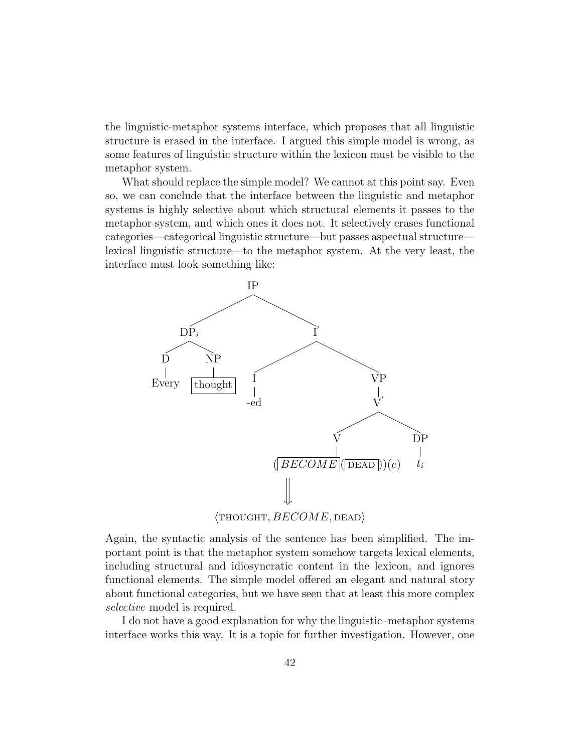the linguistic-metaphor systems interface, which proposes that all linguistic structure is erased in the interface. I argued this simple model is wrong, as some features of linguistic structure within the lexicon must be visible to the metaphor system.

What should replace the simple model? We cannot at this point say. Even so, we can conclude that the interface between the linguistic and metaphor systems is highly selective about which structural elements it passes to the metaphor system, and which ones it does not. It selectively erases functional categories—categorical linguistic structure—but passes aspectual structure—lexical linguistic structure—to the metaphor system. At the very least, the interface must look something like:

```
IP
├── DP_i
│   ├── D
│   │   └── Every
│   └── NP
│       └── [thought]
└── I'
    ├── I
    │   └── -ed
    └── VP
        └── V'
            ├── V
            │   └── ([BECOME]([DEAD]))(e)
            └── DP
                └── t_i

        ⇓
⟨THOUGHT, BECOME, DEAD⟩
```

Again, the syntactic analysis of the sentence has been simplified. The important point is that the metaphor system somehow targets lexical elements, including structural and idiosyncratic content in the lexicon, and ignores functional elements. The simple model offered an elegant and natural story about functional categories, but we have seen that at least this more complex *selective* model is required.

I do not have a good explanation for why the linguistic–metaphor systems interface works this way. It is a topic for further investigation. However, one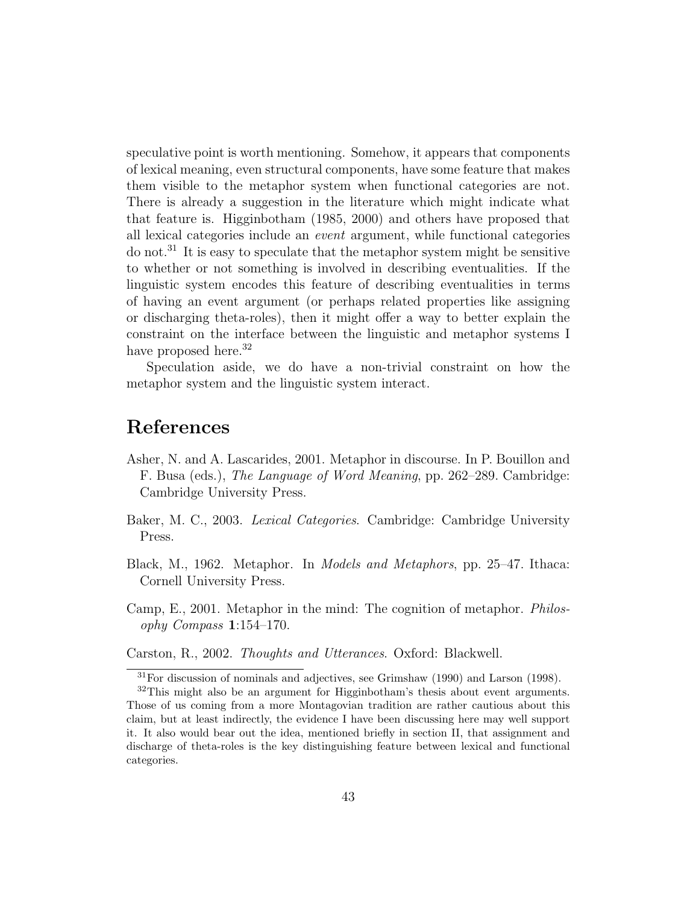speculative point is worth mentioning. Somehow, it appears that components of lexical meaning, even structural components, have some feature that makes them visible to the metaphor system when functional categories are not. There is already a suggestion in the literature which might indicate what that feature is. Higginbotham (1985, 2000) and others have proposed that all lexical categories include an *event* argument, while functional categories do not.[31] It is easy to speculate that the metaphor system might be sensitive to whether or not something is involved in describing eventualities. If the linguistic system encodes this feature of describing eventualities in terms of having an event argument (or perhaps related properties like assigning or discharging theta-roles), then it might offer a way to better explain the constraint on the interface between the linguistic and metaphor systems I have proposed here.[32]

Speculation aside, we do have a non-trivial constraint on how the metaphor system and the linguistic system interact.

# References

Asher, N. and A. Lascarides, 2001. Metaphor in discourse. In P. Bouillon and F. Busa (eds.), *The Language of Word Meaning*, pp. 262–289. Cambridge: Cambridge University Press.

Baker, M. C., 2003. *Lexical Categories*. Cambridge: Cambridge University Press.

Black, M., 1962. Metaphor. In *Models and Metaphors*, pp. 25–47. Ithaca: Cornell University Press.

Camp, E., 2001. Metaphor in the mind: The cognition of metaphor. *Philosophy Compass* **1**:154–170.

Carston, R., 2002. *Thoughts and Utterances*. Oxford: Blackwell.

[31] For discussion of nominals and adjectives, see Grimshaw (1990) and Larson (1998).

[32] This might also be an argument for Higginbotham's thesis about event arguments. Those of us coming from a more Montagovian tradition are rather cautious about this claim, but at least indirectly, the evidence I have been discussing here may well support it. It also would bear out the idea, mentioned briefly in section II, that assignment and discharge of theta-roles is the key distinguishing feature between lexical and functional categories.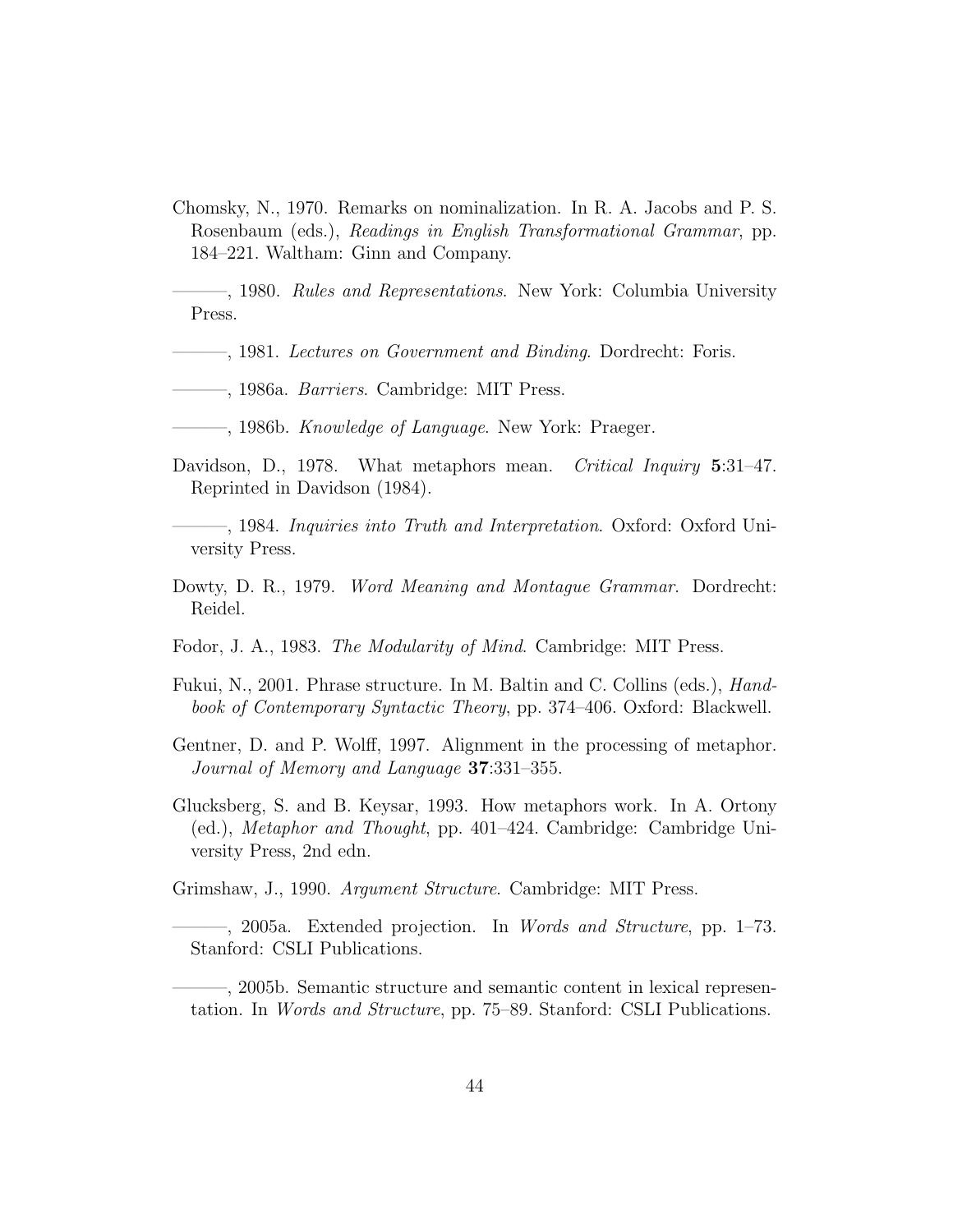Chomsky, N., 1970. Remarks on nominalization. In R. A. Jacobs and P. S. Rosenbaum (eds.), *Readings in English Transformational Grammar*, pp. 184–221. Waltham: Ginn and Company.

———, 1980. *Rules and Representations*. New York: Columbia University Press.

———, 1981. *Lectures on Government and Binding*. Dordrecht: Foris.

———, 1986a. *Barriers*. Cambridge: MIT Press.

———, 1986b. *Knowledge of Language*. New York: Praeger.

Davidson, D., 1978. What metaphors mean. *Critical Inquiry* **5**:31–47. Reprinted in Davidson (1984).

———, 1984. *Inquiries into Truth and Interpretation*. Oxford: Oxford University Press.

Dowty, D. R., 1979. *Word Meaning and Montague Grammar*. Dordrecht: Reidel.

Fodor, J. A., 1983. *The Modularity of Mind*. Cambridge: MIT Press.

Fukui, N., 2001. Phrase structure. In M. Baltin and C. Collins (eds.), *Handbook of Contemporary Syntactic Theory*, pp. 374–406. Oxford: Blackwell.

Gentner, D. and P. Wolff, 1997. Alignment in the processing of metaphor. *Journal of Memory and Language* **37**:331–355.

Glucksberg, S. and B. Keysar, 1993. How metaphors work. In A. Ortony (ed.), *Metaphor and Thought*, pp. 401–424. Cambridge: Cambridge University Press, 2nd edn.

Grimshaw, J., 1990. *Argument Structure*. Cambridge: MIT Press.

———, 2005a. Extended projection. In *Words and Structure*, pp. 1–73. Stanford: CSLI Publications.

———, 2005b. Semantic structure and semantic content in lexical representation. In *Words and Structure*, pp. 75–89. Stanford: CSLI Publications.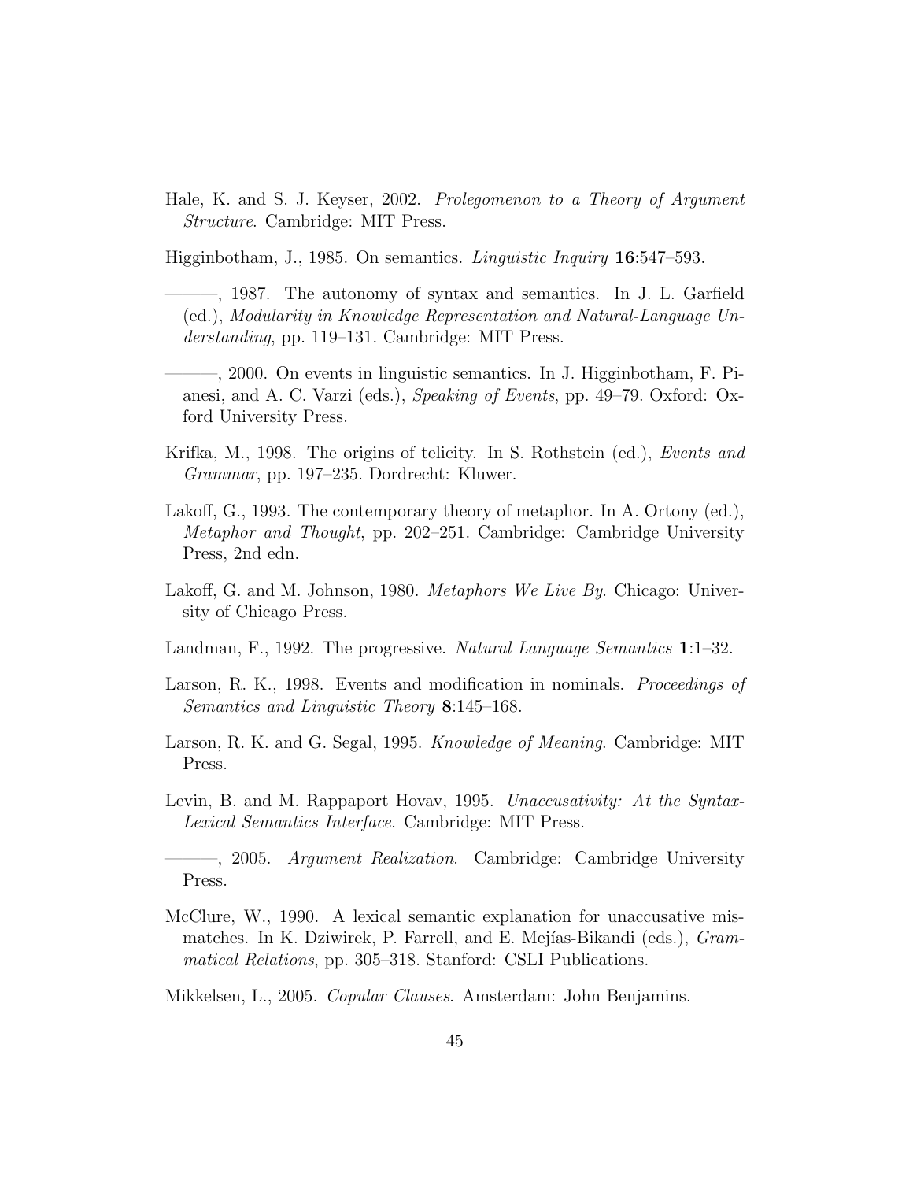Hale, K. and S. J. Keyser, 2002. *Prolegomenon to a Theory of Argument Structure*. Cambridge: MIT Press.

Higginbotham, J., 1985. On semantics. *Linguistic Inquiry* **16**:547–593.

———, 1987. The autonomy of syntax and semantics. In J. L. Garfield (ed.), *Modularity in Knowledge Representation and Natural-Language Understanding*, pp. 119–131. Cambridge: MIT Press.

———, 2000. On events in linguistic semantics. In J. Higginbotham, F. Pianesi, and A. C. Varzi (eds.), *Speaking of Events*, pp. 49–79. Oxford: Oxford University Press.

Krifka, M., 1998. The origins of telicity. In S. Rothstein (ed.), *Events and Grammar*, pp. 197–235. Dordrecht: Kluwer.

Lakoff, G., 1993. The contemporary theory of metaphor. In A. Ortony (ed.), *Metaphor and Thought*, pp. 202–251. Cambridge: Cambridge University Press, 2nd edn.

Lakoff, G. and M. Johnson, 1980. *Metaphors We Live By*. Chicago: University of Chicago Press.

Landman, F., 1992. The progressive. *Natural Language Semantics* **1**:1–32.

Larson, R. K., 1998. Events and modification in nominals. *Proceedings of Semantics and Linguistic Theory* **8**:145–168.

Larson, R. K. and G. Segal, 1995. *Knowledge of Meaning*. Cambridge: MIT Press.

Levin, B. and M. Rappaport Hovav, 1995. *Unaccusativity: At the Syntax-Lexical Semantics Interface*. Cambridge: MIT Press.

———, 2005. *Argument Realization*. Cambridge: Cambridge University Press.

McClure, W., 1990. A lexical semantic explanation for unaccusative mismatches. In K. Dziwirek, P. Farrell, and E. Mejías-Bikandi (eds.), *Grammatical Relations*, pp. 305–318. Stanford: CSLI Publications.

Mikkelsen, L., 2005. *Copular Clauses*. Amsterdam: John Benjamins.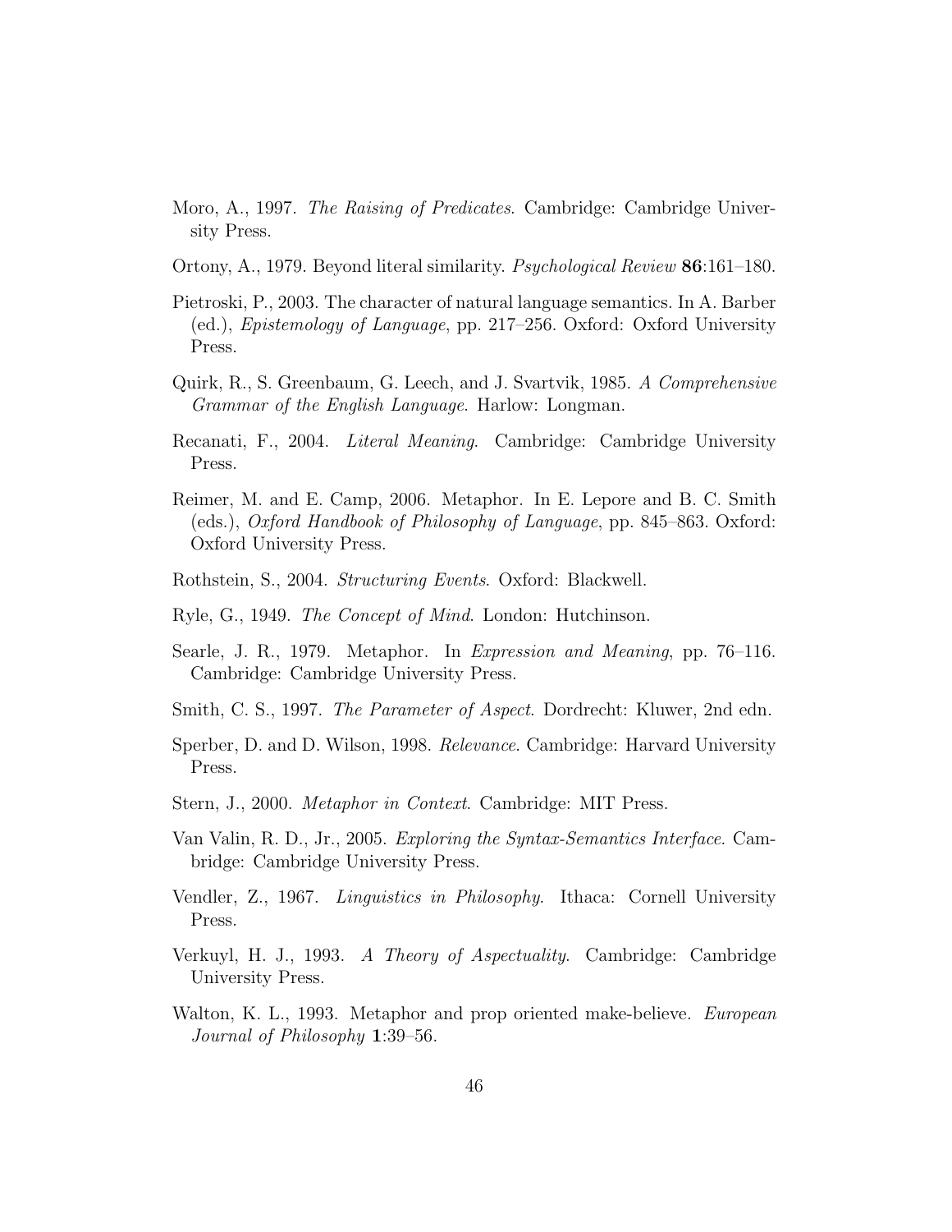Moro, A., 1997. *The Raising of Predicates*. Cambridge: Cambridge University Press.

Ortony, A., 1979. Beyond literal similarity. *Psychological Review* **86**:161–180.

Pietroski, P., 2003. The character of natural language semantics. In A. Barber (ed.), *Epistemology of Language*, pp. 217–256. Oxford: Oxford University Press.

Quirk, R., S. Greenbaum, G. Leech, and J. Svartvik, 1985. *A Comprehensive Grammar of the English Language*. Harlow: Longman.

Recanati, F., 2004. *Literal Meaning*. Cambridge: Cambridge University Press.

Reimer, M. and E. Camp, 2006. Metaphor. In E. Lepore and B. C. Smith (eds.), *Oxford Handbook of Philosophy of Language*, pp. 845–863. Oxford: Oxford University Press.

Rothstein, S., 2004. *Structuring Events*. Oxford: Blackwell.

Ryle, G., 1949. *The Concept of Mind*. London: Hutchinson.

Searle, J. R., 1979. Metaphor. In *Expression and Meaning*, pp. 76–116. Cambridge: Cambridge University Press.

Smith, C. S., 1997. *The Parameter of Aspect*. Dordrecht: Kluwer, 2nd edn.

Sperber, D. and D. Wilson, 1998. *Relevance*. Cambridge: Harvard University Press.

Stern, J., 2000. *Metaphor in Context*. Cambridge: MIT Press.

Van Valin, R. D., Jr., 2005. *Exploring the Syntax-Semantics Interface*. Cambridge: Cambridge University Press.

Vendler, Z., 1967. *Linguistics in Philosophy*. Ithaca: Cornell University Press.

Verkuyl, H. J., 1993. *A Theory of Aspectuality*. Cambridge: Cambridge University Press.

Walton, K. L., 1993. Metaphor and prop oriented make-believe. *European Journal of Philosophy* **1**:39–56.